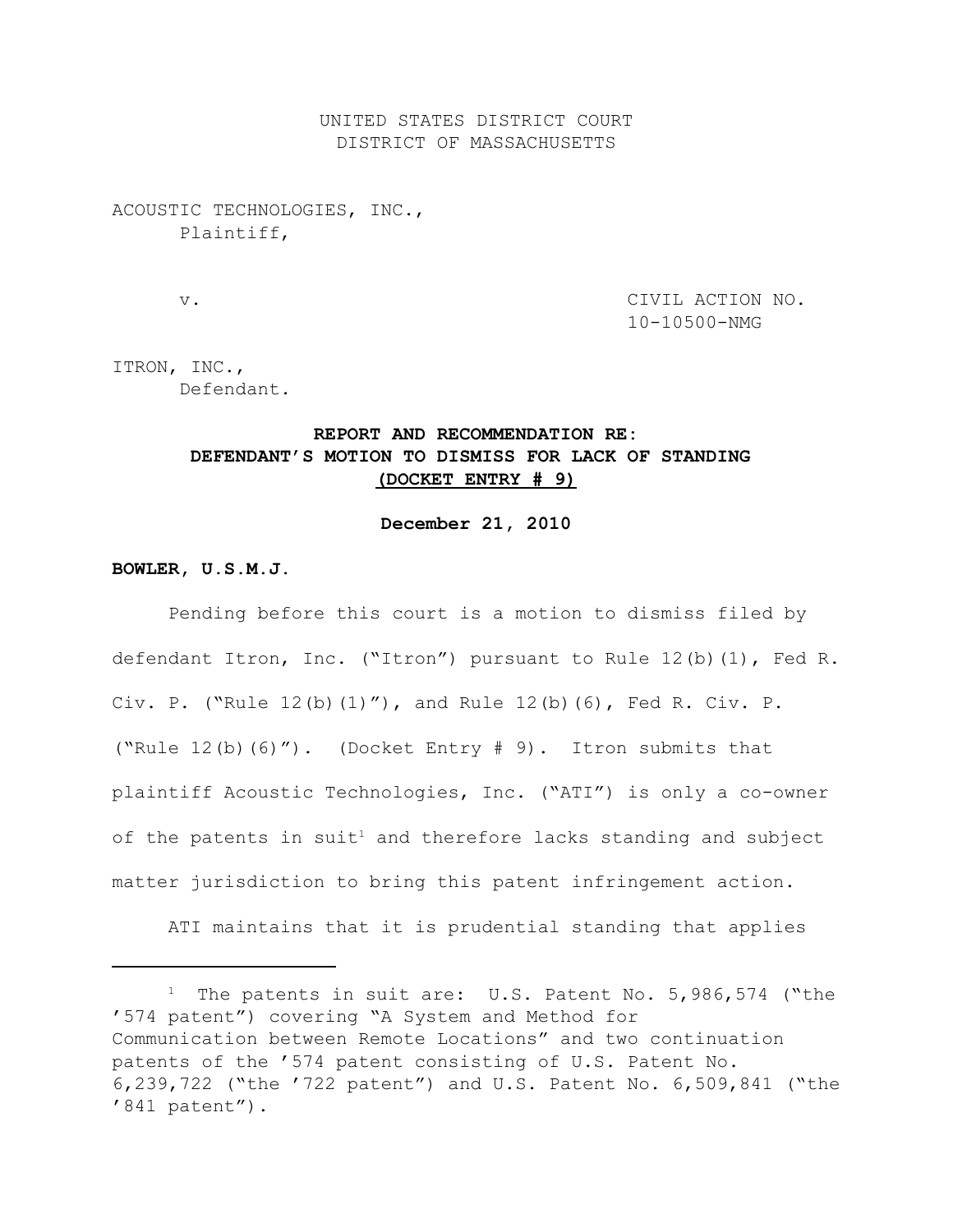UNITED STATES DISTRICT COURT
DISTRICT OF MASSACHUSETTS

ACOUSTIC TECHNOLOGIES, INC.,
Plaintiff,

v.

CIVIL ACTION NO.
10-10500-NMG

ITRON, INC.,
Defendant.

**REPORT AND RECOMMENDATION RE:**
**DEFENDANT'S MOTION TO DISMISS FOR LACK OF STANDING**
**(DOCKET ENTRY # 9)**

**December 21, 2010**

**BOWLER, U.S.M.J.**

Pending before this court is a motion to dismiss filed by defendant Itron, Inc. ("Itron") pursuant to Rule 12(b)(1), Fed R. Civ. P. ("Rule 12(b)(1)"), and Rule 12(b)(6), Fed R. Civ. P. ("Rule 12(b)(6)"). (Docket Entry # 9). Itron submits that plaintiff Acoustic Technologies, Inc. ("ATI") is only a co-owner of the patents in suit[1] and therefore lacks standing and subject matter jurisdiction to bring this patent infringement action.

ATI maintains that it is prudential standing that applies

[1] The patents in suit are: U.S. Patent No. 5,986,574 ("the '574 patent") covering "A System and Method for Communication between Remote Locations" and two continuation patents of the '574 patent consisting of U.S. Patent No. 6,239,722 ("the '722 patent") and U.S. Patent No. 6,509,841 ("the '841 patent").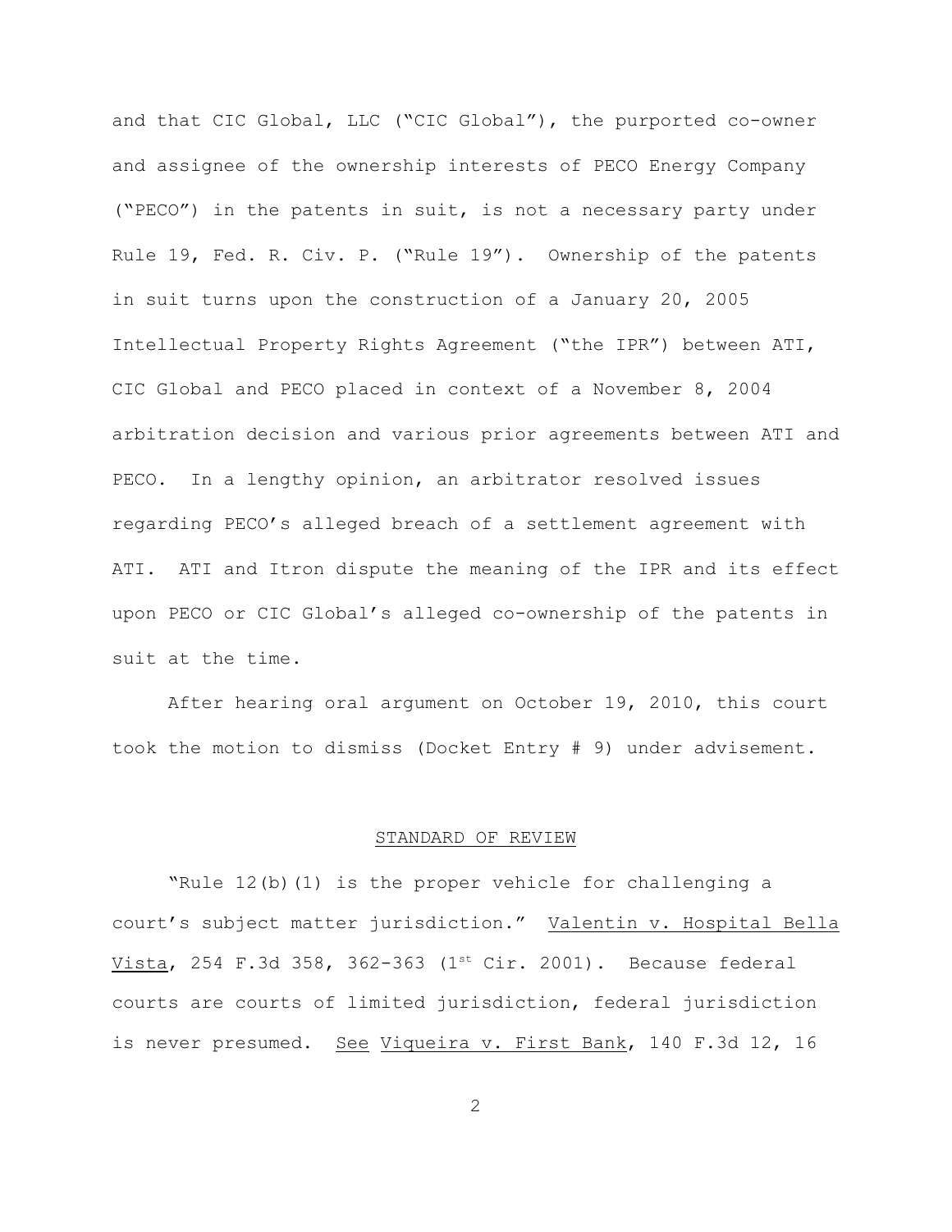and that CIC Global, LLC ("CIC Global"), the purported co-owner and assignee of the ownership interests of PECO Energy Company ("PECO") in the patents in suit, is not a necessary party under Rule 19, Fed. R. Civ. P. ("Rule 19"). Ownership of the patents in suit turns upon the construction of a January 20, 2005 Intellectual Property Rights Agreement ("the IPR") between ATI, CIC Global and PECO placed in context of a November 8, 2004 arbitration decision and various prior agreements between ATI and PECO. In a lengthy opinion, an arbitrator resolved issues regarding PECO's alleged breach of a settlement agreement with ATI. ATI and Itron dispute the meaning of the IPR and its effect upon PECO or CIC Global's alleged co-ownership of the patents in suit at the time.

After hearing oral argument on October 19, 2010, this court took the motion to dismiss (Docket Entry # 9) under advisement.

## STANDARD OF REVIEW

"Rule 12(b)(1) is the proper vehicle for challenging a court's subject matter jurisdiction." Valentin v. Hospital Bella Vista, 254 F.3d 358, 362-363 (1st Cir. 2001). Because federal courts are courts of limited jurisdiction, federal jurisdiction is never presumed. See Viqueira v. First Bank, 140 F.3d 12, 16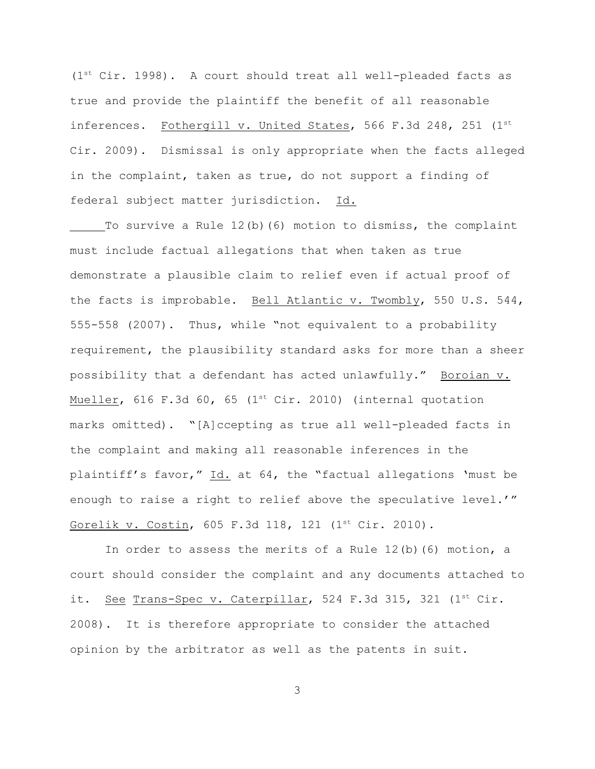(1st Cir. 1998). A court should treat all well-pleaded facts as true and provide the plaintiff the benefit of all reasonable inferences. Fothergill v. United States, 566 F.3d 248, 251 (1st Cir. 2009). Dismissal is only appropriate when the facts alleged in the complaint, taken as true, do not support a finding of federal subject matter jurisdiction. Id.

To survive a Rule 12(b)(6) motion to dismiss, the complaint must include factual allegations that when taken as true demonstrate a plausible claim to relief even if actual proof of the facts is improbable. Bell Atlantic v. Twombly, 550 U.S. 544, 555-558 (2007). Thus, while "not equivalent to a probability requirement, the plausibility standard asks for more than a sheer possibility that a defendant has acted unlawfully." Boroian v. Mueller, 616 F.3d 60, 65 (1st Cir. 2010) (internal quotation marks omitted). "[A]ccepting as true all well-pleaded facts in the complaint and making all reasonable inferences in the plaintiff's favor," Id. at 64, the "factual allegations 'must be enough to raise a right to relief above the speculative level.'" Gorelik v. Costin, 605 F.3d 118, 121 (1st Cir. 2010).

In order to assess the merits of a Rule 12(b)(6) motion, a court should consider the complaint and any documents attached to it. See Trans-Spec v. Caterpillar, 524 F.3d 315, 321 (1st Cir. 2008). It is therefore appropriate to consider the attached opinion by the arbitrator as well as the patents in suit.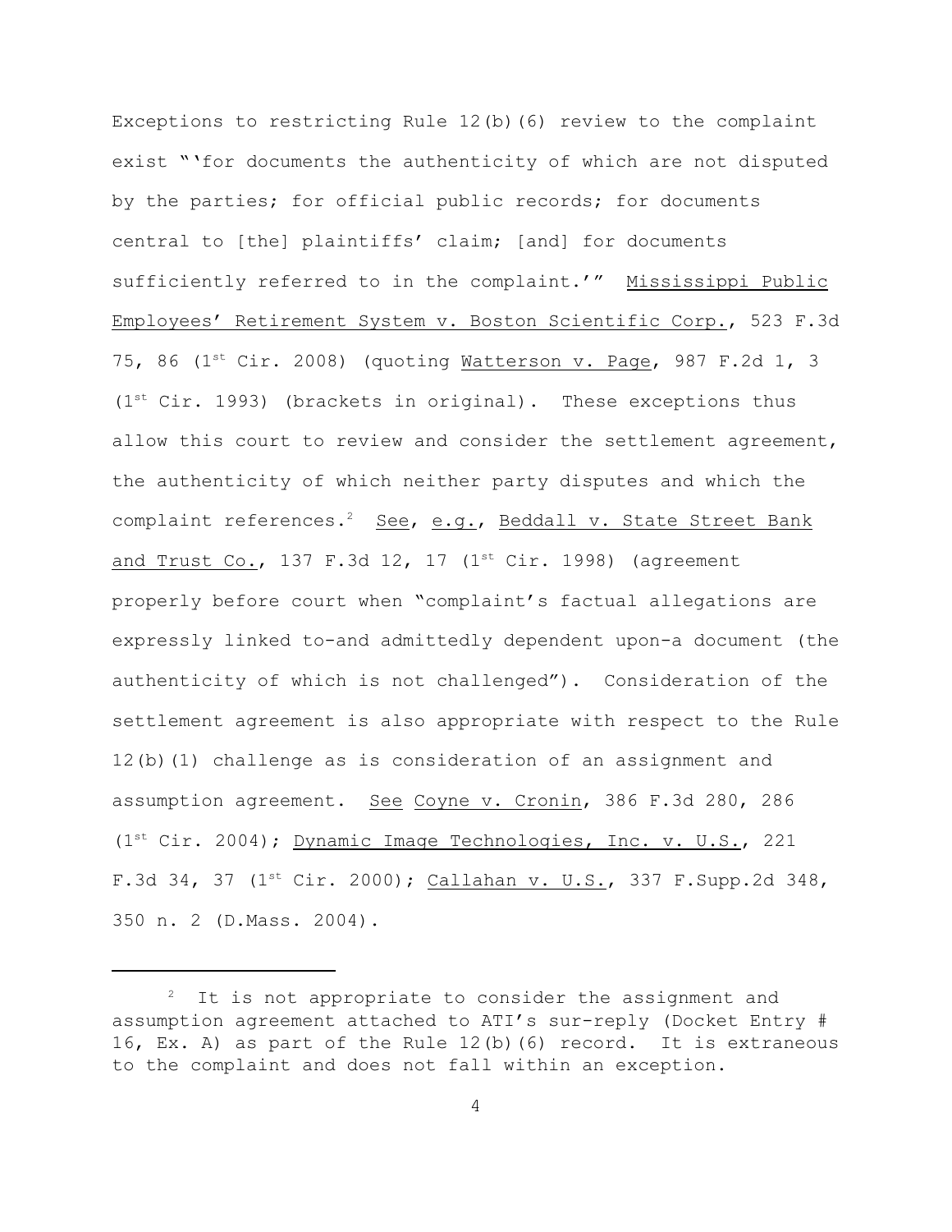Exceptions to restricting Rule 12(b)(6) review to the complaint exist "'for documents the authenticity of which are not disputed by the parties; for official public records; for documents central to [the] plaintiffs' claim; [and] for documents sufficiently referred to in the complaint.'" Mississippi Public Employees' Retirement System v. Boston Scientific Corp., 523 F.3d 75, 86 (1st Cir. 2008) (quoting Watterson v. Page, 987 F.2d 1, 3 (1st Cir. 1993) (brackets in original). These exceptions thus allow this court to review and consider the settlement agreement, the authenticity of which neither party disputes and which the complaint references.[2] See, e.g., Beddall v. State Street Bank and Trust Co., 137 F.3d 12, 17 (1st Cir. 1998) (agreement properly before court when "complaint's factual allegations are expressly linked to-and admittedly dependent upon-a document (the authenticity of which is not challenged"). Consideration of the settlement agreement is also appropriate with respect to the Rule 12(b)(1) challenge as is consideration of an assignment and assumption agreement. See Coyne v. Cronin, 386 F.3d 280, 286 (1st Cir. 2004); Dynamic Image Technologies, Inc. v. U.S., 221 F.3d 34, 37 (1st Cir. 2000); Callahan v. U.S., 337 F.Supp.2d 348, 350 n. 2 (D.Mass. 2004).

---

[2] It is not appropriate to consider the assignment and assumption agreement attached to ATI's sur-reply (Docket Entry # 16, Ex. A) as part of the Rule 12(b)(6) record. It is extraneous to the complaint and does not fall within an exception.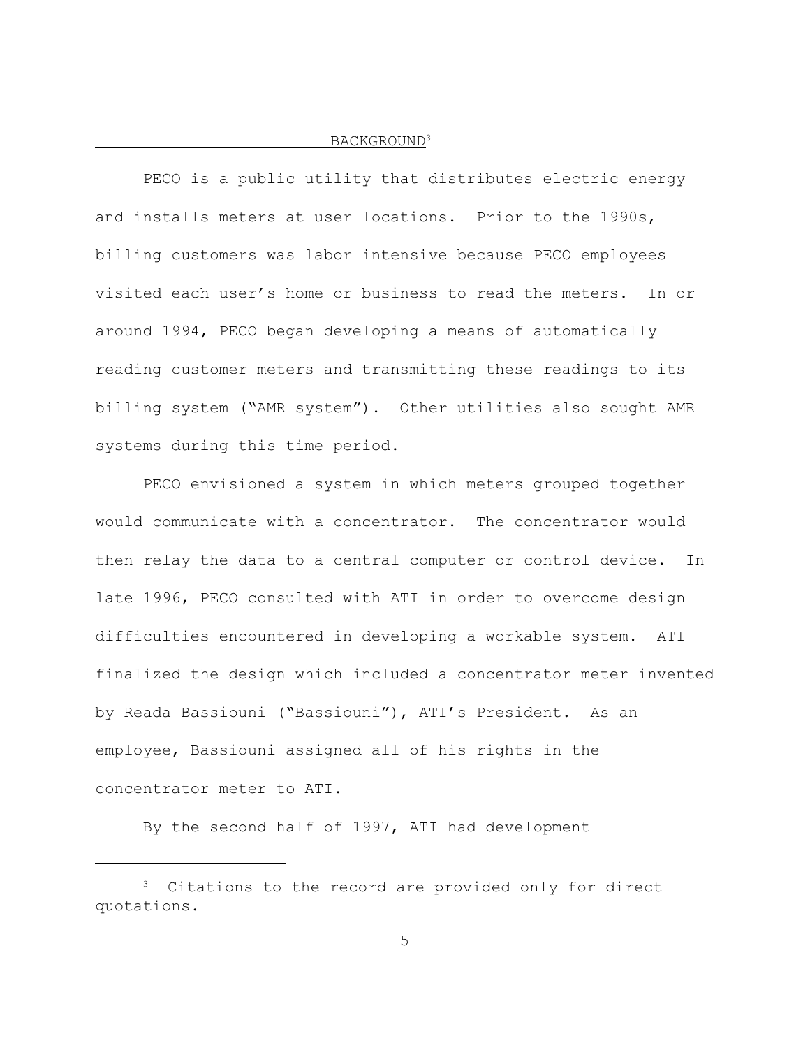## BACKGROUND[3]

PECO is a public utility that distributes electric energy and installs meters at user locations. Prior to the 1990s, billing customers was labor intensive because PECO employees visited each user's home or business to read the meters. In or around 1994, PECO began developing a means of automatically reading customer meters and transmitting these readings to its billing system ("AMR system"). Other utilities also sought AMR systems during this time period.

PECO envisioned a system in which meters grouped together would communicate with a concentrator. The concentrator would then relay the data to a central computer or control device. In late 1996, PECO consulted with ATI in order to overcome design difficulties encountered in developing a workable system. ATI finalized the design which included a concentrator meter invented by Reada Bassiouni ("Bassiouni"), ATI's President. As an employee, Bassiouni assigned all of his rights in the concentrator meter to ATI.

By the second half of 1997, ATI had development

---

[3] Citations to the record are provided only for direct quotations.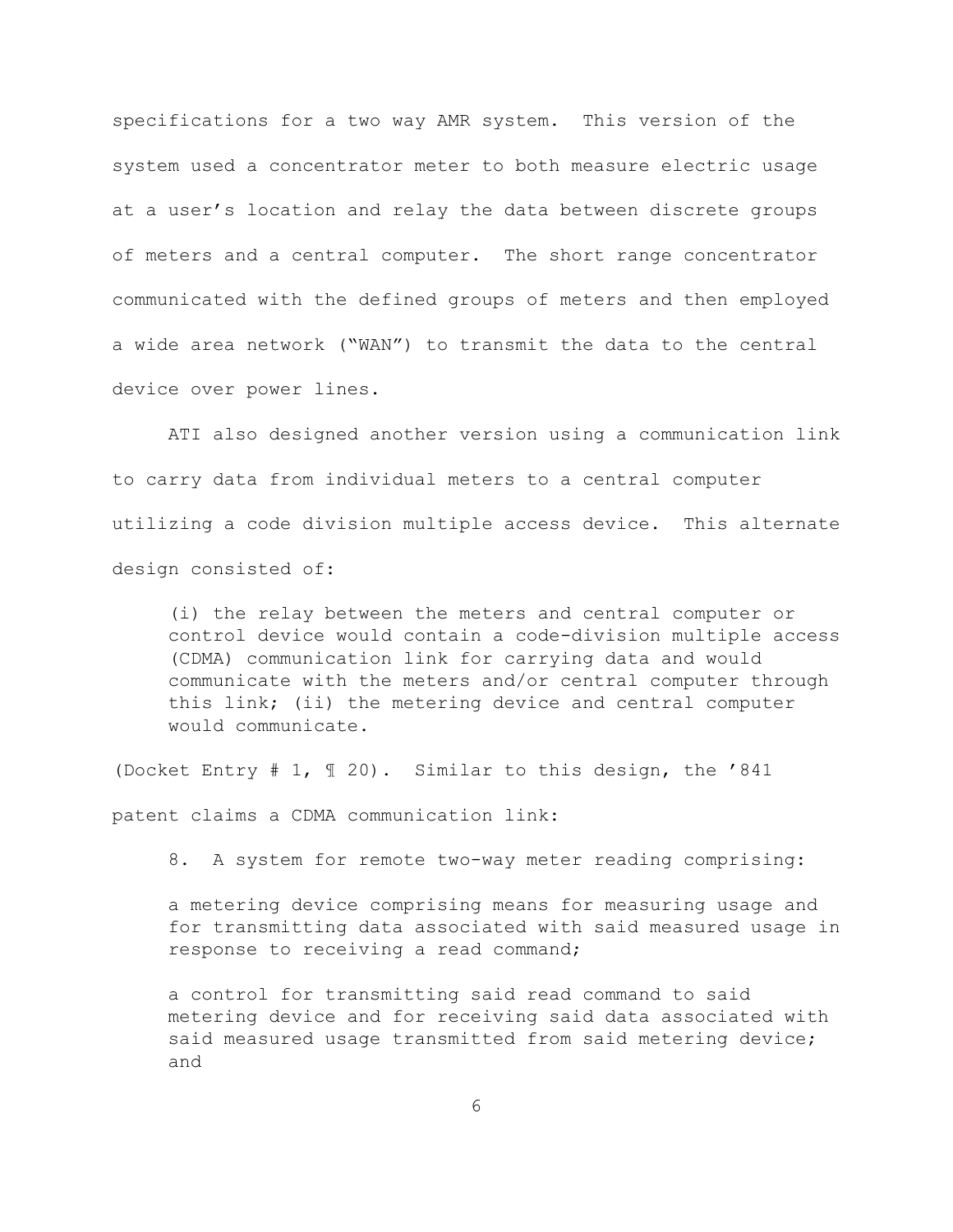specifications for a two way AMR system. This version of the system used a concentrator meter to both measure electric usage at a user's location and relay the data between discrete groups of meters and a central computer. The short range concentrator communicated with the defined groups of meters and then employed a wide area network ("WAN") to transmit the data to the central device over power lines.

ATI also designed another version using a communication link to carry data from individual meters to a central computer utilizing a code division multiple access device. This alternate design consisted of:

> (i) the relay between the meters and central computer or control device would contain a code-division multiple access (CDMA) communication link for carrying data and would communicate with the meters and/or central computer through this link; (ii) the metering device and central computer would communicate.

(Docket Entry # 1, ¶ 20). Similar to this design, the '841 patent claims a CDMA communication link:

> 8. A system for remote two-way meter reading comprising:
>
> a metering device comprising means for measuring usage and for transmitting data associated with said measured usage in response to receiving a read command;
>
> a control for transmitting said read command to said metering device and for receiving said data associated with said measured usage transmitted from said metering device; and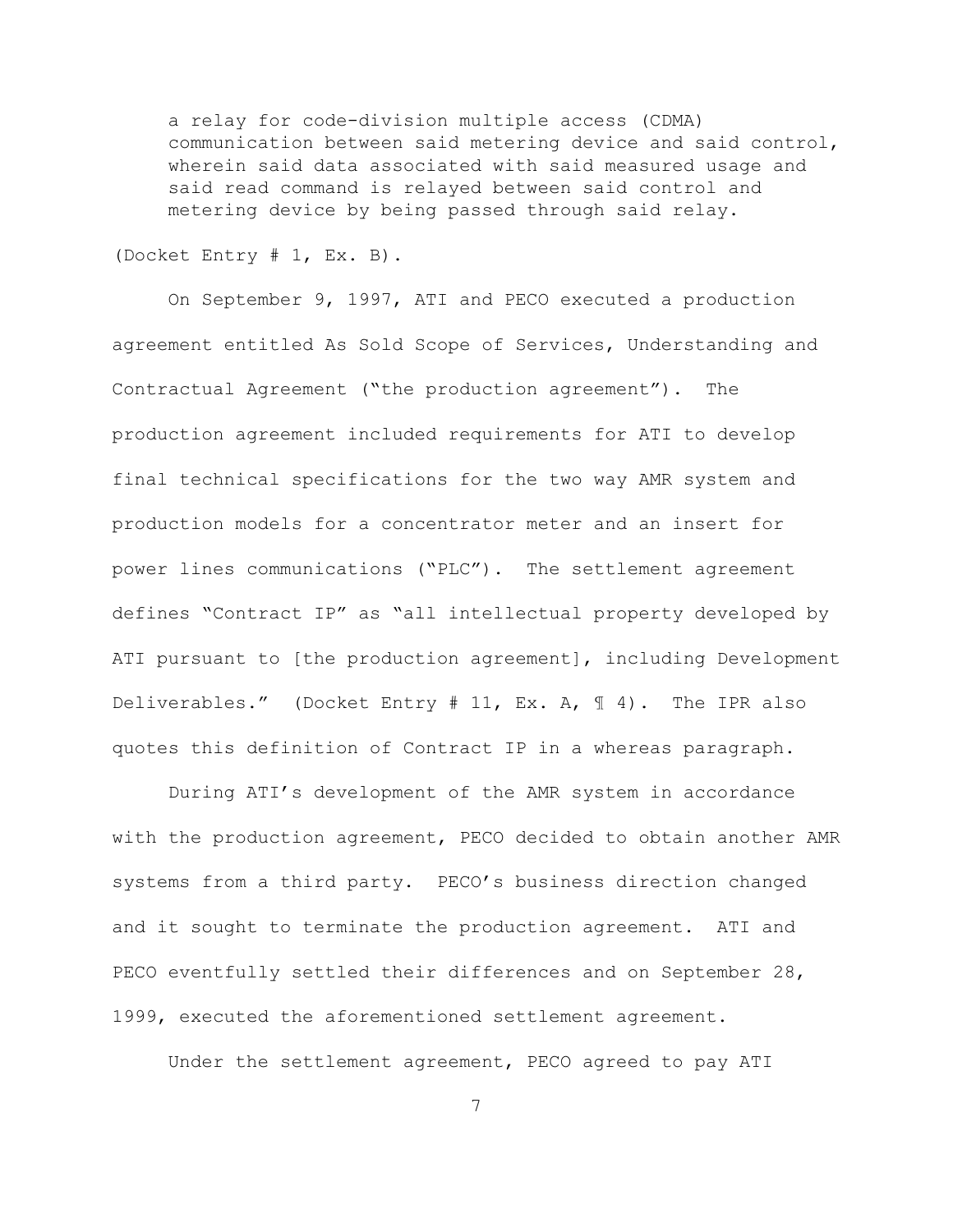> a relay for code-division multiple access (CDMA) communication between said metering device and said control, wherein said data associated with said measured usage and said read command is relayed between said control and metering device by being passed through said relay.

(Docket Entry # 1, Ex. B).

On September 9, 1997, ATI and PECO executed a production agreement entitled As Sold Scope of Services, Understanding and Contractual Agreement ("the production agreement"). The production agreement included requirements for ATI to develop final technical specifications for the two way AMR system and production models for a concentrator meter and an insert for power lines communications ("PLC"). The settlement agreement defines "Contract IP" as "all intellectual property developed by ATI pursuant to [the production agreement], including Development Deliverables." (Docket Entry # 11, Ex. A, ¶ 4). The IPR also quotes this definition of Contract IP in a whereas paragraph.

During ATI's development of the AMR system in accordance with the production agreement, PECO decided to obtain another AMR systems from a third party. PECO's business direction changed and it sought to terminate the production agreement. ATI and PECO eventfully settled their differences and on September 28, 1999, executed the aforementioned settlement agreement.

Under the settlement agreement, PECO agreed to pay ATI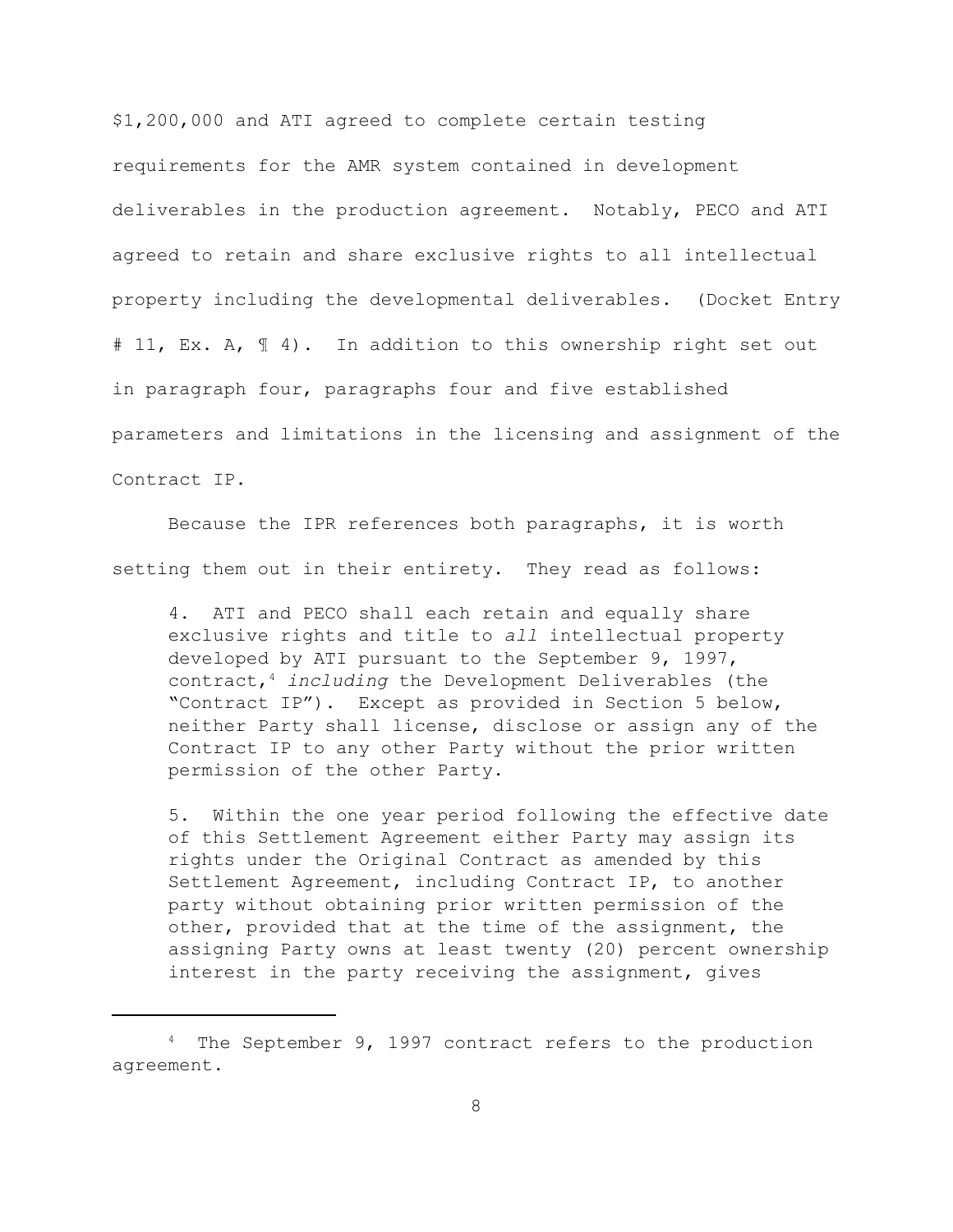$1,200,000 and ATI agreed to complete certain testing requirements for the AMR system contained in development deliverables in the production agreement. Notably, PECO and ATI agreed to retain and share exclusive rights to all intellectual property including the developmental deliverables. (Docket Entry # 11, Ex. A, ¶ 4). In addition to this ownership right set out in paragraph four, paragraphs four and five established parameters and limitations in the licensing and assignment of the Contract IP.

Because the IPR references both paragraphs, it is worth setting them out in their entirety. They read as follows:

> 4. ATI and PECO shall each retain and equally share exclusive rights and title to *all* intellectual property developed by ATI pursuant to the September 9, 1997, contract,[4] *including* the Development Deliverables (the "Contract IP"). Except as provided in Section 5 below, neither Party shall license, disclose or assign any of the Contract IP to any other Party without the prior written permission of the other Party.
>
> 5. Within the one year period following the effective date of this Settlement Agreement either Party may assign its rights under the Original Contract as amended by this Settlement Agreement, including Contract IP, to another party without obtaining prior written permission of the other, provided that at the time of the assignment, the assigning Party owns at least twenty (20) percent ownership interest in the party receiving the assignment, gives

---

[4] The September 9, 1997 contract refers to the production agreement.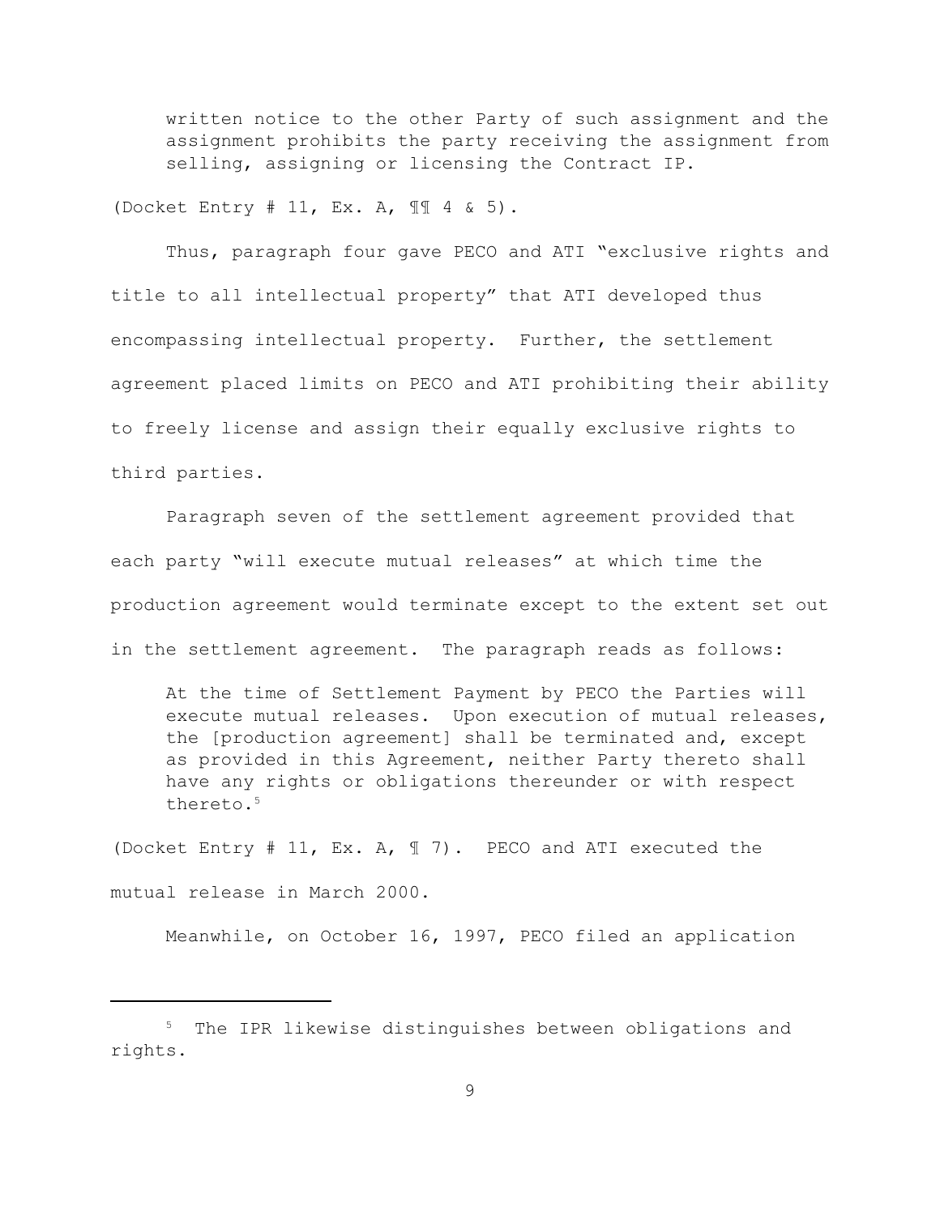> written notice to the other Party of such assignment and the assignment prohibits the party receiving the assignment from selling, assigning or licensing the Contract IP.

(Docket Entry # 11, Ex. A, ¶¶ 4 & 5).

Thus, paragraph four gave PECO and ATI "exclusive rights and title to all intellectual property" that ATI developed thus encompassing intellectual property. Further, the settlement agreement placed limits on PECO and ATI prohibiting their ability to freely license and assign their equally exclusive rights to third parties.

Paragraph seven of the settlement agreement provided that each party "will execute mutual releases" at which time the production agreement would terminate except to the extent set out in the settlement agreement. The paragraph reads as follows:

> At the time of Settlement Payment by PECO the Parties will execute mutual releases. Upon execution of mutual releases, the [production agreement] shall be terminated and, except as provided in this Agreement, neither Party thereto shall have any rights or obligations thereunder or with respect thereto.[5]

(Docket Entry # 11, Ex. A, ¶ 7). PECO and ATI executed the mutual release in March 2000.

Meanwhile, on October 16, 1997, PECO filed an application

[5] The IPR likewise distinguishes between obligations and rights.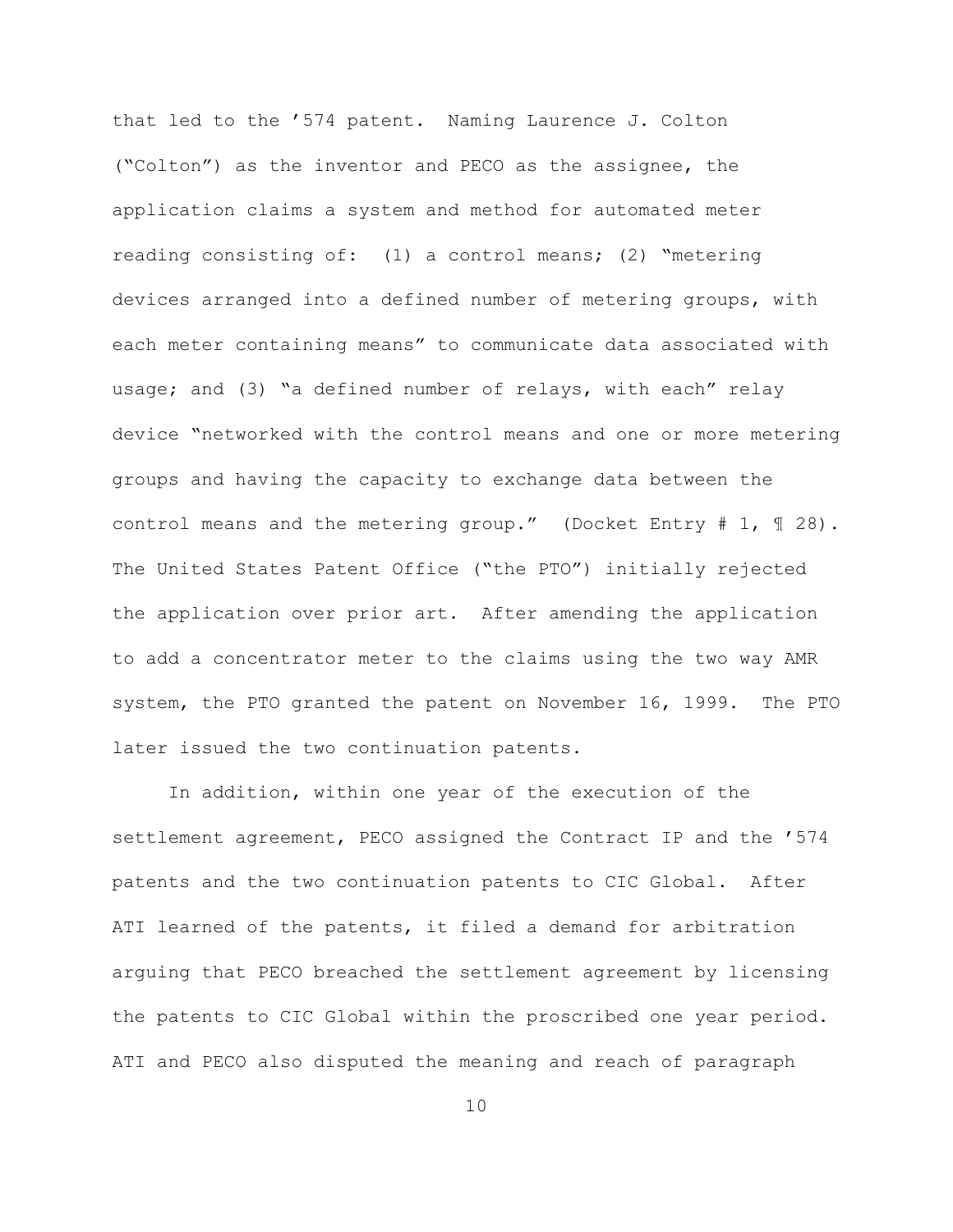that led to the ’574 patent. Naming Laurence J. Colton (“Colton”) as the inventor and PECO as the assignee, the application claims a system and method for automated meter reading consisting of: (1) a control means; (2) “metering devices arranged into a defined number of metering groups, with each meter containing means” to communicate data associated with usage; and (3) “a defined number of relays, with each” relay device “networked with the control means and one or more metering groups and having the capacity to exchange data between the control means and the metering group.” (Docket Entry # 1, ¶ 28). The United States Patent Office (“the PTO”) initially rejected the application over prior art. After amending the application to add a concentrator meter to the claims using the two way AMR system, the PTO granted the patent on November 16, 1999. The PTO later issued the two continuation patents.

In addition, within one year of the execution of the settlement agreement, PECO assigned the Contract IP and the ’574 patents and the two continuation patents to CIC Global. After ATI learned of the patents, it filed a demand for arbitration arguing that PECO breached the settlement agreement by licensing the patents to CIC Global within the proscribed one year period. ATI and PECO also disputed the meaning and reach of paragraph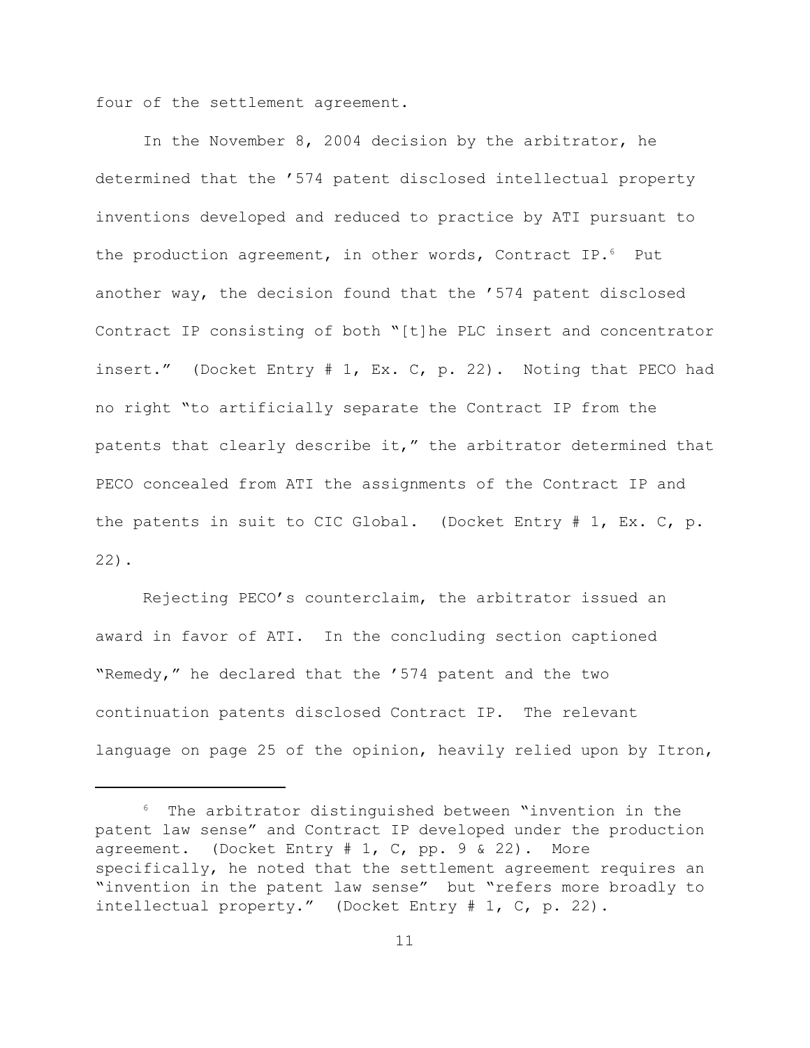four of the settlement agreement.

In the November 8, 2004 decision by the arbitrator, he determined that the ’574 patent disclosed intellectual property inventions developed and reduced to practice by ATI pursuant to the production agreement, in other words, Contract IP.[6] Put another way, the decision found that the ’574 patent disclosed Contract IP consisting of both "[t]he PLC insert and concentrator insert." (Docket Entry # 1, Ex. C, p. 22). Noting that PECO had no right "to artificially separate the Contract IP from the patents that clearly describe it," the arbitrator determined that PECO concealed from ATI the assignments of the Contract IP and the patents in suit to CIC Global. (Docket Entry # 1, Ex. C, p. 22).

Rejecting PECO’s counterclaim, the arbitrator issued an award in favor of ATI. In the concluding section captioned "Remedy," he declared that the ’574 patent and the two continuation patents disclosed Contract IP. The relevant language on page 25 of the opinion, heavily relied upon by Itron,

---

[6] The arbitrator distinguished between "invention in the patent law sense" and Contract IP developed under the production agreement. (Docket Entry # 1, C, pp. 9 & 22). More specifically, he noted that the settlement agreement requires an "invention in the patent law sense" but "refers more broadly to intellectual property." (Docket Entry # 1, C, p. 22).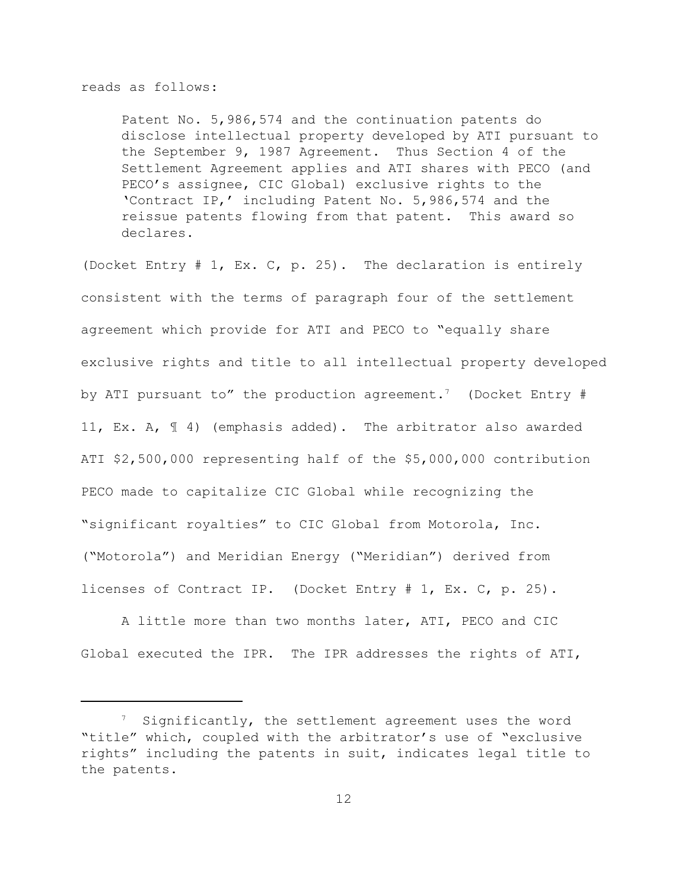reads as follows:

> Patent No. 5,986,574 and the continuation patents do disclose intellectual property developed by ATI pursuant to the September 9, 1987 Agreement. Thus Section 4 of the Settlement Agreement applies and ATI shares with PECO (and PECO's assignee, CIC Global) exclusive rights to the 'Contract IP,' including Patent No. 5,986,574 and the reissue patents flowing from that patent. This award so declares.

(Docket Entry # 1, Ex. C, p. 25). The declaration is entirely consistent with the terms of paragraph four of the settlement agreement which provide for ATI and PECO to "equally share exclusive rights and title to all intellectual property developed by ATI pursuant to" the production agreement.[7] (Docket Entry # 11, Ex. A, ¶ 4) (emphasis added). The arbitrator also awarded ATI $2,500,000 representing half of the $5,000,000 contribution PECO made to capitalize CIC Global while recognizing the "significant royalties" to CIC Global from Motorola, Inc. ("Motorola") and Meridian Energy ("Meridian") derived from licenses of Contract IP. (Docket Entry # 1, Ex. C, p. 25).

A little more than two months later, ATI, PECO and CIC Global executed the IPR. The IPR addresses the rights of ATI,

---

[7] Significantly, the settlement agreement uses the word "title" which, coupled with the arbitrator's use of "exclusive rights" including the patents in suit, indicates legal title to the patents.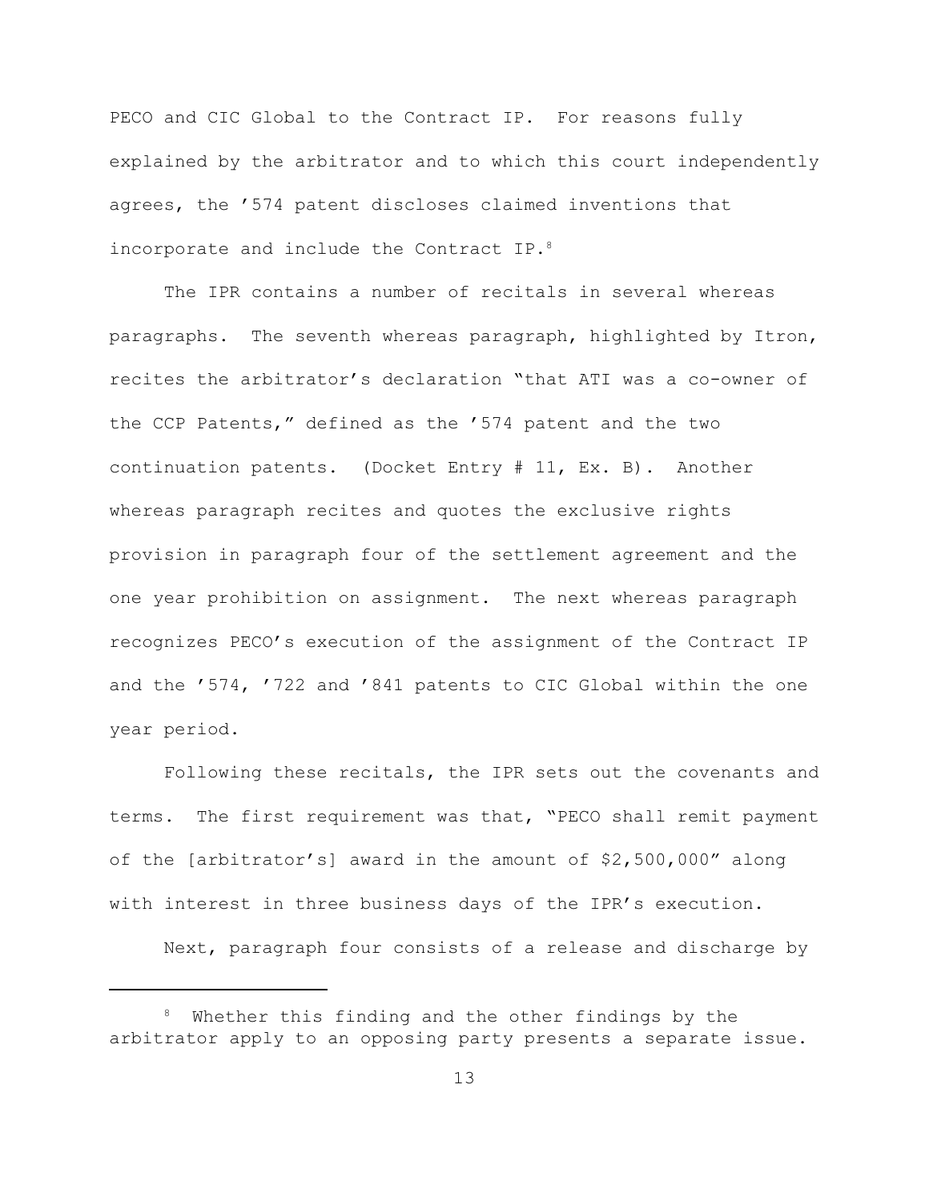PECO and CIC Global to the Contract IP. For reasons fully explained by the arbitrator and to which this court independently agrees, the '574 patent discloses claimed inventions that incorporate and include the Contract IP.[8]

The IPR contains a number of recitals in several whereas paragraphs. The seventh whereas paragraph, highlighted by Itron, recites the arbitrator's declaration "that ATI was a co-owner of the CCP Patents," defined as the '574 patent and the two continuation patents. (Docket Entry # 11, Ex. B). Another whereas paragraph recites and quotes the exclusive rights provision in paragraph four of the settlement agreement and the one year prohibition on assignment. The next whereas paragraph recognizes PECO's execution of the assignment of the Contract IP and the '574, '722 and '841 patents to CIC Global within the one year period.

Following these recitals, the IPR sets out the covenants and terms. The first requirement was that, "PECO shall remit payment of the [arbitrator's] award in the amount of $2,500,000" along with interest in three business days of the IPR's execution.

Next, paragraph four consists of a release and discharge by

[8] Whether this finding and the other findings by the arbitrator apply to an opposing party presents a separate issue.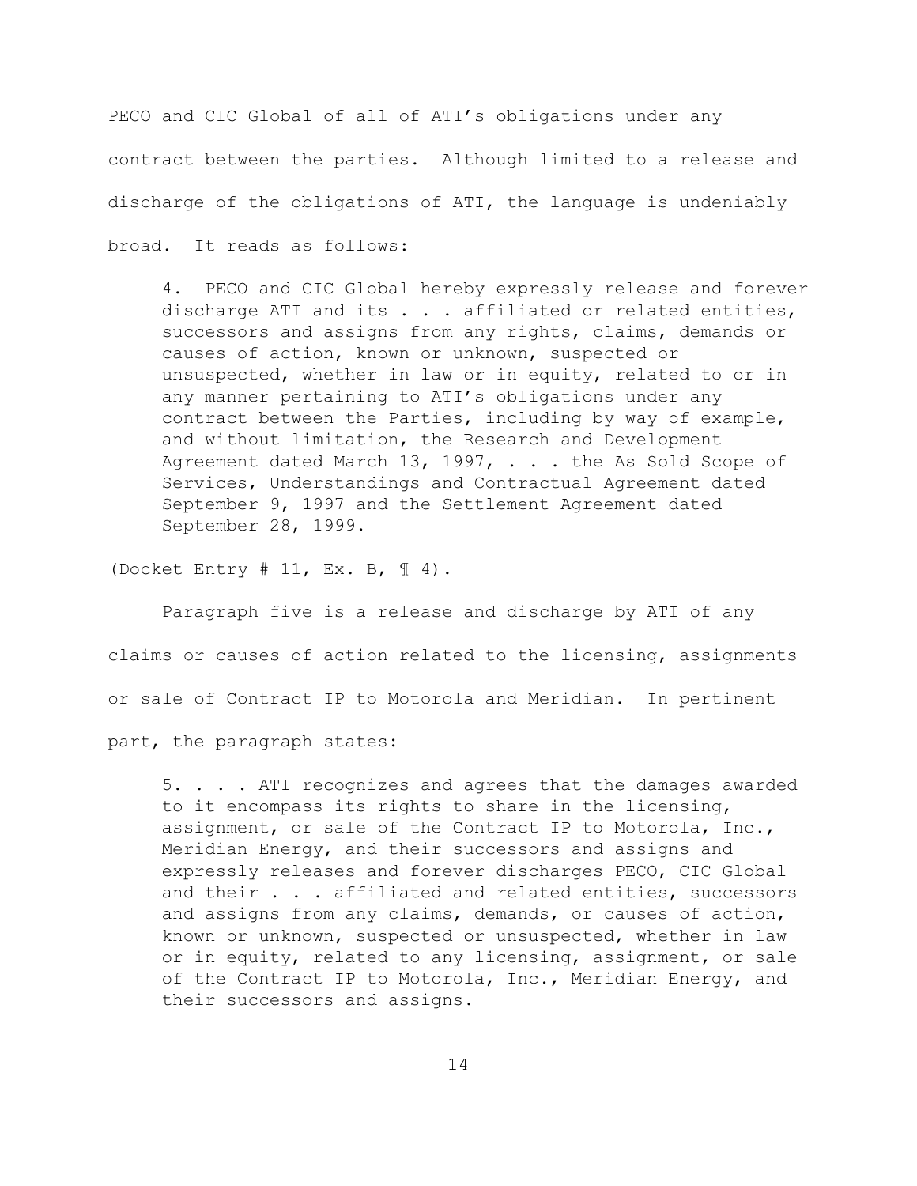PECO and CIC Global of all of ATI's obligations under any contract between the parties. Although limited to a release and discharge of the obligations of ATI, the language is undeniably broad. It reads as follows:

> 4. PECO and CIC Global hereby expressly release and forever discharge ATI and its . . . affiliated or related entities, successors and assigns from any rights, claims, demands or causes of action, known or unknown, suspected or unsuspected, whether in law or in equity, related to or in any manner pertaining to ATI's obligations under any contract between the Parties, including by way of example, and without limitation, the Research and Development Agreement dated March 13, 1997, . . . the As Sold Scope of Services, Understandings and Contractual Agreement dated September 9, 1997 and the Settlement Agreement dated September 28, 1999.

(Docket Entry # 11, Ex. B, ¶ 4).

Paragraph five is a release and discharge by ATI of any claims or causes of action related to the licensing, assignments or sale of Contract IP to Motorola and Meridian. In pertinent part, the paragraph states:

> 5. . . . ATI recognizes and agrees that the damages awarded to it encompass its rights to share in the licensing, assignment, or sale of the Contract IP to Motorola, Inc., Meridian Energy, and their successors and assigns and expressly releases and forever discharges PECO, CIC Global and their . . . affiliated and related entities, successors and assigns from any claims, demands, or causes of action, known or unknown, suspected or unsuspected, whether in law or in equity, related to any licensing, assignment, or sale of the Contract IP to Motorola, Inc., Meridian Energy, and their successors and assigns.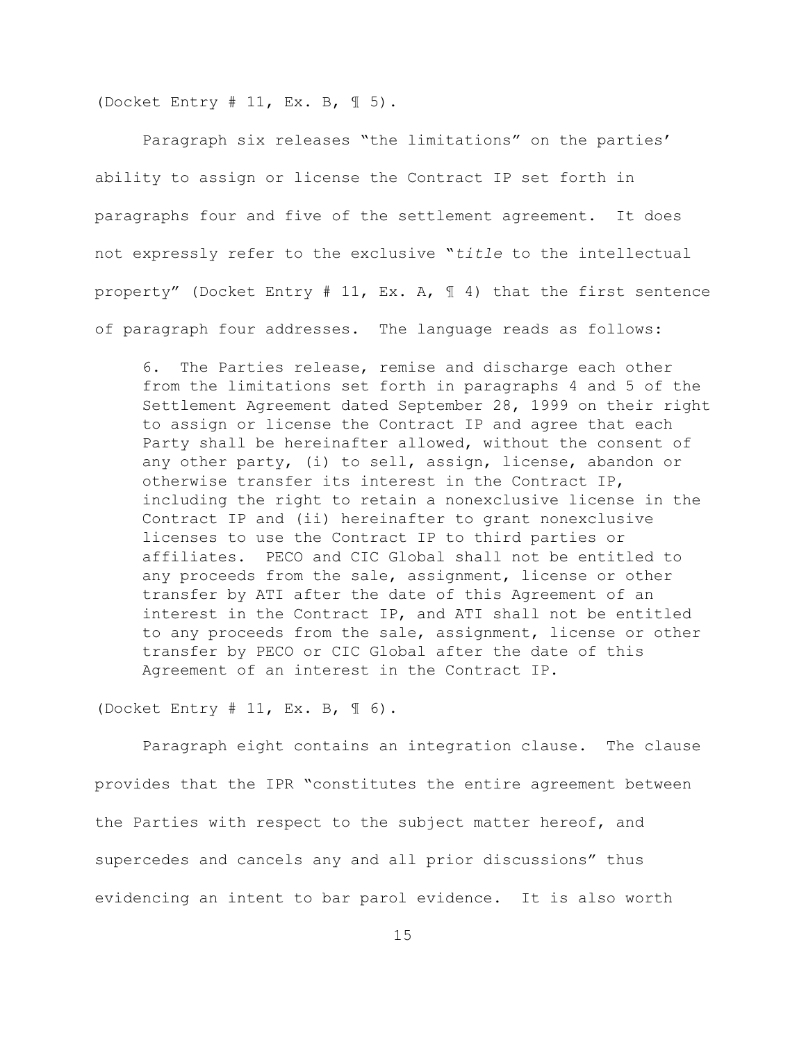(Docket Entry # 11, Ex. B, ¶ 5).

Paragraph six releases "the limitations" on the parties' ability to assign or license the Contract IP set forth in paragraphs four and five of the settlement agreement. It does not expressly refer to the exclusive "*title* to the intellectual property" (Docket Entry # 11, Ex. A, ¶ 4) that the first sentence of paragraph four addresses. The language reads as follows:

> 6. The Parties release, remise and discharge each other from the limitations set forth in paragraphs 4 and 5 of the Settlement Agreement dated September 28, 1999 on their right to assign or license the Contract IP and agree that each Party shall be hereinafter allowed, without the consent of any other party, (i) to sell, assign, license, abandon or otherwise transfer its interest in the Contract IP, including the right to retain a nonexclusive license in the Contract IP and (ii) hereinafter to grant nonexclusive licenses to use the Contract IP to third parties or affiliates. PECO and CIC Global shall not be entitled to any proceeds from the sale, assignment, license or other transfer by ATI after the date of this Agreement of an interest in the Contract IP, and ATI shall not be entitled to any proceeds from the sale, assignment, license or other transfer by PECO or CIC Global after the date of this Agreement of an interest in the Contract IP.

(Docket Entry # 11, Ex. B, ¶ 6).

Paragraph eight contains an integration clause. The clause provides that the IPR "constitutes the entire agreement between the Parties with respect to the subject matter hereof, and supercedes and cancels any and all prior discussions" thus evidencing an intent to bar parol evidence. It is also worth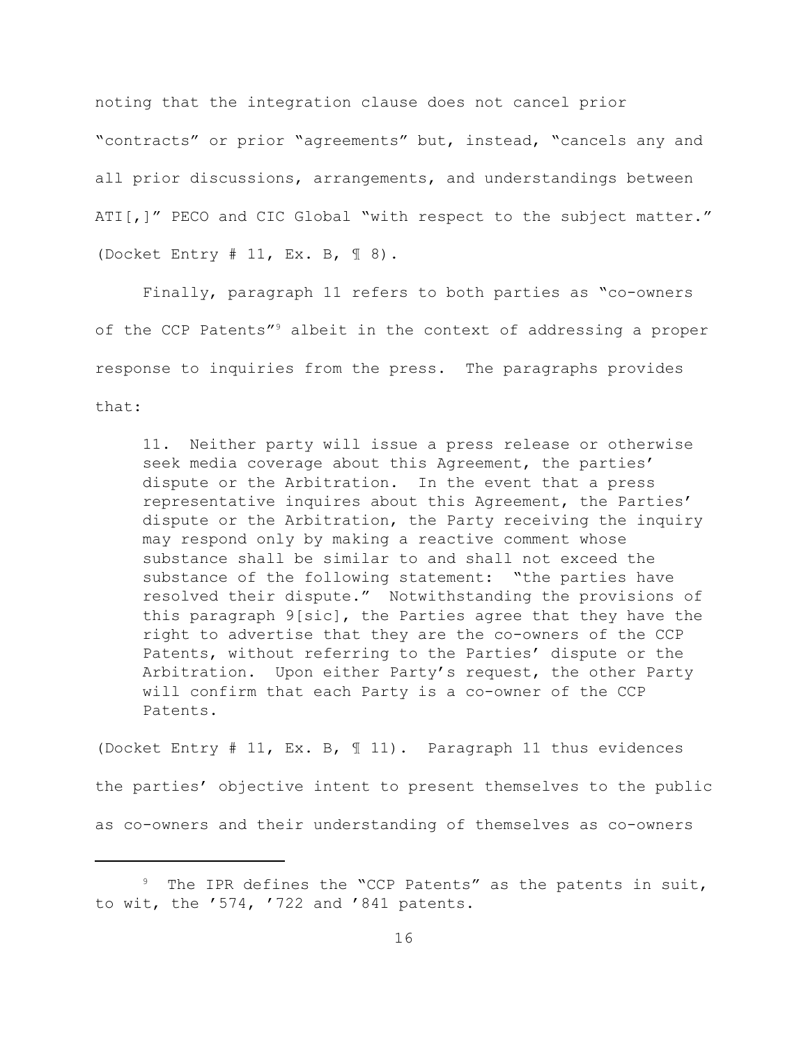noting that the integration clause does not cancel prior "contracts" or prior "agreements" but, instead, "cancels any and all prior discussions, arrangements, and understandings between ATI[,]" PECO and CIC Global "with respect to the subject matter." (Docket Entry # 11, Ex. B, ¶ 8).

Finally, paragraph 11 refers to both parties as "co-owners of the CCP Patents"[9] albeit in the context of addressing a proper response to inquiries from the press. The paragraphs provides that:

> 11. Neither party will issue a press release or otherwise seek media coverage about this Agreement, the parties' dispute or the Arbitration. In the event that a press representative inquires about this Agreement, the Parties' dispute or the Arbitration, the Party receiving the inquiry may respond only by making a reactive comment whose substance shall be similar to and shall not exceed the substance of the following statement: "the parties have resolved their dispute." Notwithstanding the provisions of this paragraph 9[sic], the Parties agree that they have the right to advertise that they are the co-owners of the CCP Patents, without referring to the Parties' dispute or the Arbitration. Upon either Party's request, the other Party will confirm that each Party is a co-owner of the CCP Patents.

(Docket Entry # 11, Ex. B, ¶ 11). Paragraph 11 thus evidences the parties' objective intent to present themselves to the public as co-owners and their understanding of themselves as co-owners

---

[9] The IPR defines the "CCP Patents" as the patents in suit, to wit, the '574, '722 and '841 patents.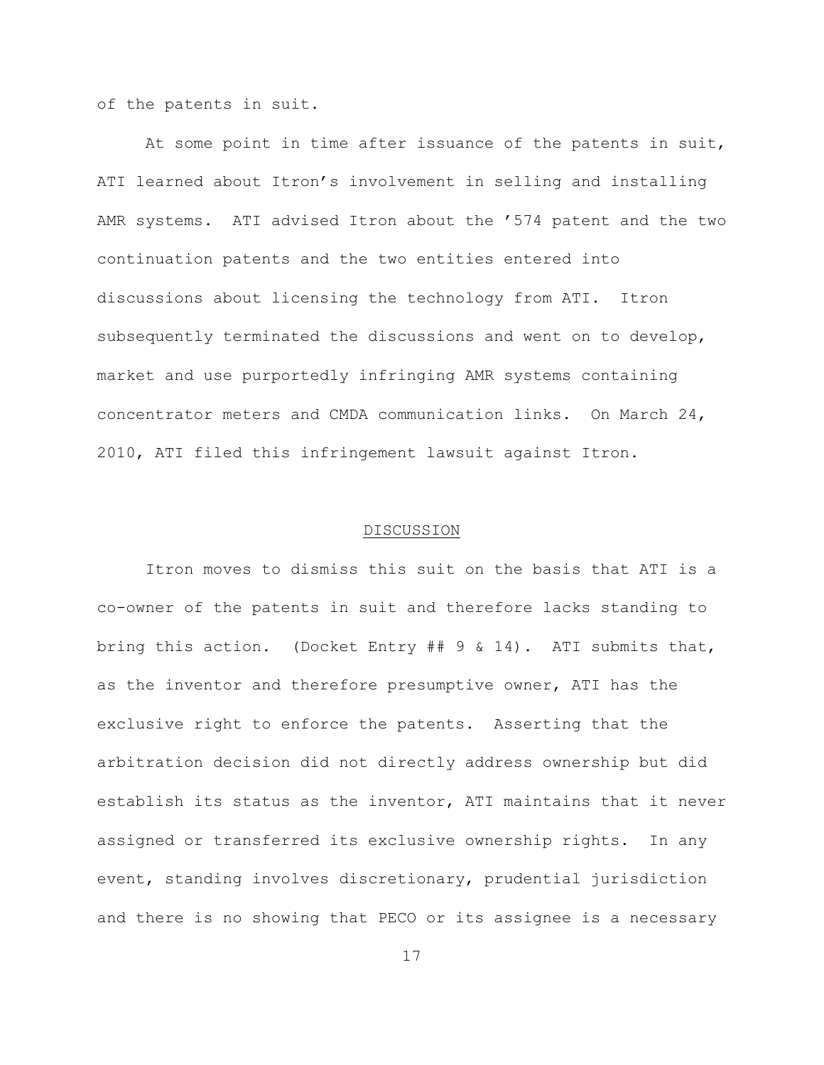of the patents in suit.

At some point in time after issuance of the patents in suit, ATI learned about Itron's involvement in selling and installing AMR systems. ATI advised Itron about the '574 patent and the two continuation patents and the two entities entered into discussions about licensing the technology from ATI. Itron subsequently terminated the discussions and went on to develop, market and use purportedly infringing AMR systems containing concentrator meters and CMDA communication links. On March 24, 2010, ATI filed this infringement lawsuit against Itron.

## DISCUSSION

Itron moves to dismiss this suit on the basis that ATI is a co-owner of the patents in suit and therefore lacks standing to bring this action. (Docket Entry ## 9 & 14). ATI submits that, as the inventor and therefore presumptive owner, ATI has the exclusive right to enforce the patents. Asserting that the arbitration decision did not directly address ownership but did establish its status as the inventor, ATI maintains that it never assigned or transferred its exclusive ownership rights. In any event, standing involves discretionary, prudential jurisdiction and there is no showing that PECO or its assignee is a necessary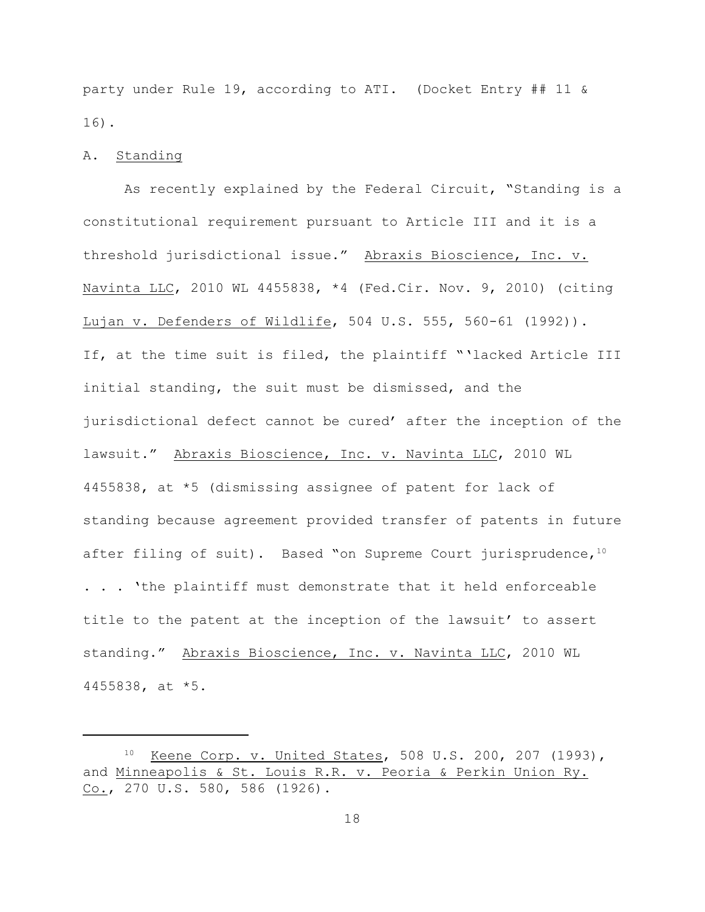party under Rule 19, according to ATI. (Docket Entry ## 11 & 16).

A. Standing

As recently explained by the Federal Circuit, "Standing is a constitutional requirement pursuant to Article III and it is a threshold jurisdictional issue." Abraxis Bioscience, Inc. v. Navinta LLC, 2010 WL 4455838, *4 (Fed.Cir. Nov. 9, 2010) (citing Lujan v. Defenders of Wildlife, 504 U.S. 555, 560-61 (1992)). If, at the time suit is filed, the plaintiff "'lacked Article III initial standing, the suit must be dismissed, and the jurisdictional defect cannot be cured' after the inception of the lawsuit." Abraxis Bioscience, Inc. v. Navinta LLC, 2010 WL 4455838, at *5 (dismissing assignee of patent for lack of standing because agreement provided transfer of patents in future after filing of suit). Based "on Supreme Court jurisprudence,[10] . . . 'the plaintiff must demonstrate that it held enforceable title to the patent at the inception of the lawsuit' to assert standing." Abraxis Bioscience, Inc. v. Navinta LLC, 2010 WL 4455838, at *5.

---

[10] Keene Corp. v. United States, 508 U.S. 200, 207 (1993), and Minneapolis & St. Louis R.R. v. Peoria & Perkin Union Ry. Co., 270 U.S. 580, 586 (1926).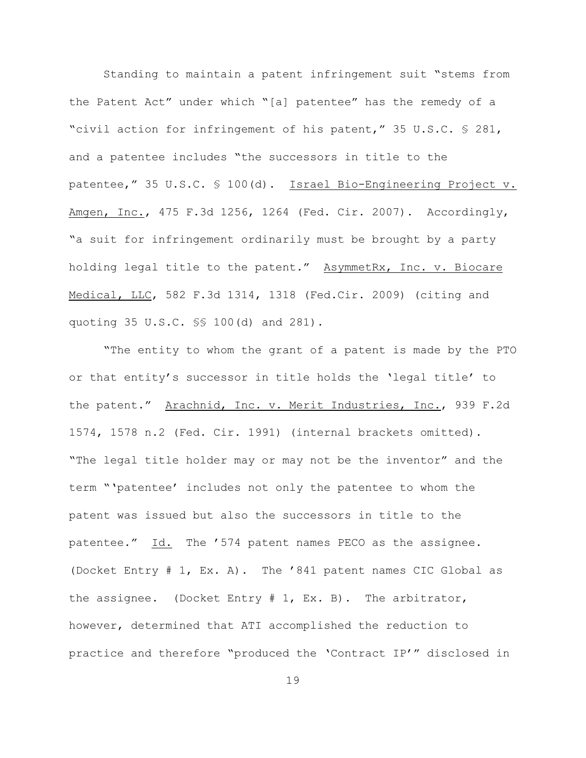Standing to maintain a patent infringement suit "stems from the Patent Act" under which "[a] patentee" has the remedy of a "civil action for infringement of his patent," 35 U.S.C. § 281, and a patentee includes "the successors in title to the patentee," 35 U.S.C. § 100(d). Israel Bio-Engineering Project v. Amgen, Inc., 475 F.3d 1256, 1264 (Fed. Cir. 2007). Accordingly, "a suit for infringement ordinarily must be brought by a party holding legal title to the patent." AsymmetRx, Inc. v. Biocare Medical, LLC, 582 F.3d 1314, 1318 (Fed.Cir. 2009) (citing and quoting 35 U.S.C. §§ 100(d) and 281).

"The entity to whom the grant of a patent is made by the PTO or that entity's successor in title holds the 'legal title' to the patent." Arachnid, Inc. v. Merit Industries, Inc., 939 F.2d 1574, 1578 n.2 (Fed. Cir. 1991) (internal brackets omitted). "The legal title holder may or may not be the inventor" and the term "'patentee' includes not only the patentee to whom the patent was issued but also the successors in title to the patentee." Id. The '574 patent names PECO as the assignee. (Docket Entry # 1, Ex. A). The '841 patent names CIC Global as the assignee. (Docket Entry # 1, Ex. B). The arbitrator, however, determined that ATI accomplished the reduction to practice and therefore "produced the 'Contract IP'" disclosed in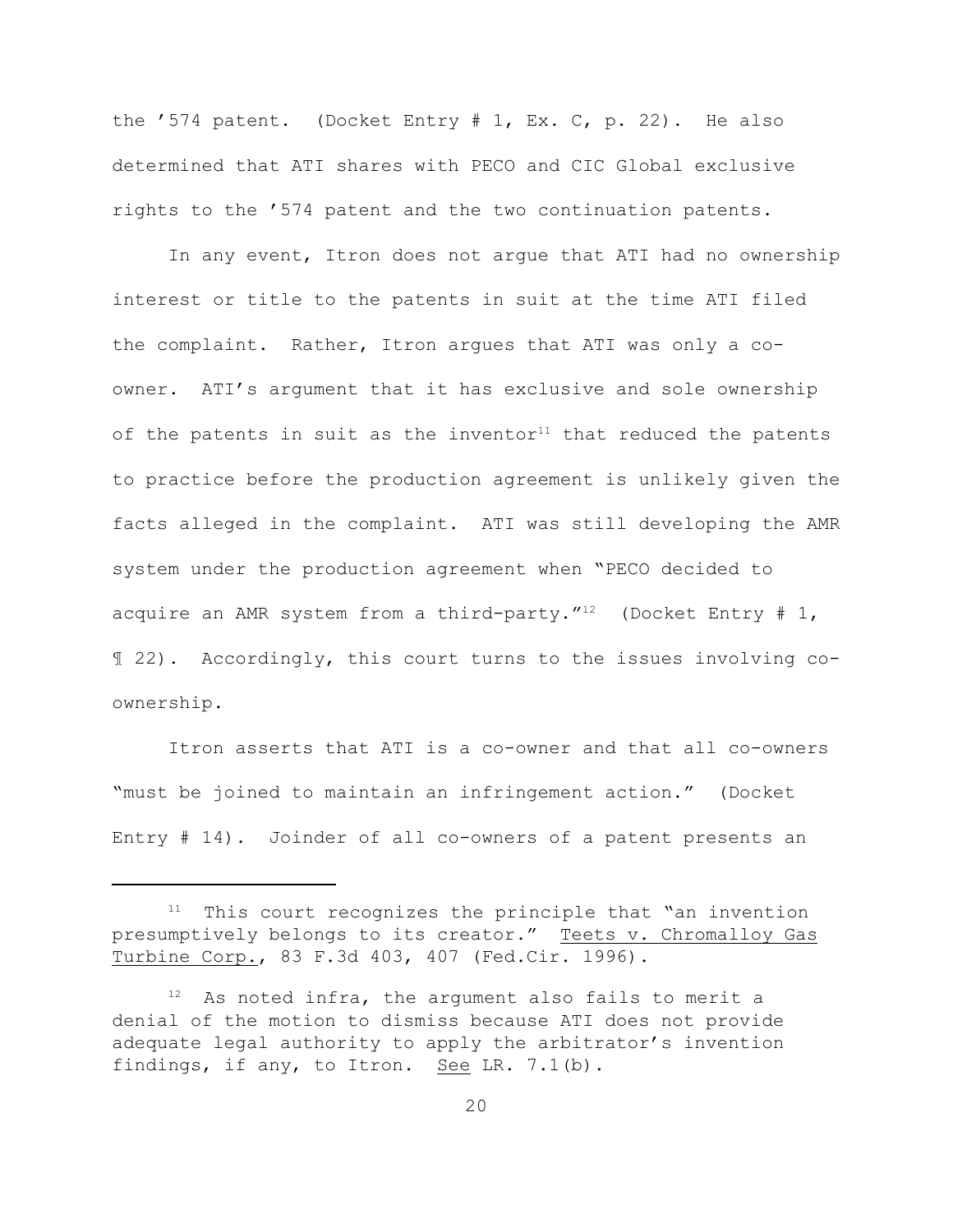the ’574 patent. (Docket Entry # 1, Ex. C, p. 22). He also determined that ATI shares with PECO and CIC Global exclusive rights to the ’574 patent and the two continuation patents.

In any event, Itron does not argue that ATI had no ownership interest or title to the patents in suit at the time ATI filed the complaint. Rather, Itron argues that ATI was only a co-owner. ATI’s argument that it has exclusive and sole ownership of the patents in suit as the inventor[11] that reduced the patents to practice before the production agreement is unlikely given the facts alleged in the complaint. ATI was still developing the AMR system under the production agreement when “PECO decided to acquire an AMR system from a third-party.”[12] (Docket Entry # 1, ¶ 22). Accordingly, this court turns to the issues involving co-ownership.

Itron asserts that ATI is a co-owner and that all co-owners “must be joined to maintain an infringement action.” (Docket Entry # 14). Joinder of all co-owners of a patent presents an

---

[11] This court recognizes the principle that “an invention presumptively belongs to its creator.” Teets v. Chromalloy Gas Turbine Corp., 83 F.3d 403, 407 (Fed.Cir. 1996).

[12] As noted infra, the argument also fails to merit a denial of the motion to dismiss because ATI does not provide adequate legal authority to apply the arbitrator’s invention findings, if any, to Itron. See LR. 7.1(b).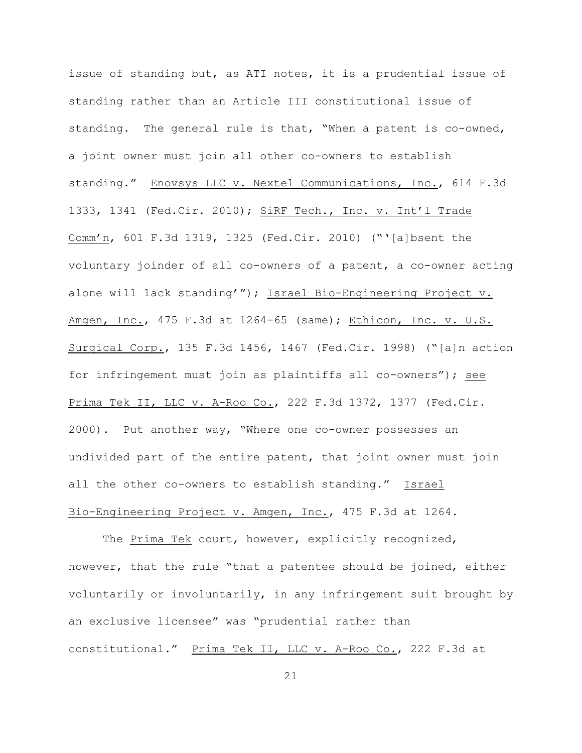issue of standing but, as ATI notes, it is a prudential issue of standing rather than an Article III constitutional issue of standing. The general rule is that, "When a patent is co-owned, a joint owner must join all other co-owners to establish standing." Enovsys LLC v. Nextel Communications, Inc., 614 F.3d 1333, 1341 (Fed.Cir. 2010); SiRF Tech., Inc. v. Int'l Trade Comm'n, 601 F.3d 1319, 1325 (Fed.Cir. 2010) ("'[a]bsent the voluntary joinder of all co-owners of a patent, a co-owner acting alone will lack standing'"); Israel Bio-Engineering Project v. Amgen, Inc., 475 F.3d at 1264-65 (same); Ethicon, Inc. v. U.S. Surgical Corp., 135 F.3d 1456, 1467 (Fed.Cir. 1998) ("[a]n action for infringement must join as plaintiffs all co-owners"); see Prima Tek II, LLC v. A-Roo Co., 222 F.3d 1372, 1377 (Fed.Cir. 2000). Put another way, "Where one co-owner possesses an undivided part of the entire patent, that joint owner must join all the other co-owners to establish standing." Israel Bio-Engineering Project v. Amgen, Inc., 475 F.3d at 1264.

The Prima Tek court, however, explicitly recognized, however, that the rule "that a patentee should be joined, either voluntarily or involuntarily, in any infringement suit brought by an exclusive licensee" was "prudential rather than constitutional." Prima Tek II, LLC v. A-Roo Co., 222 F.3d at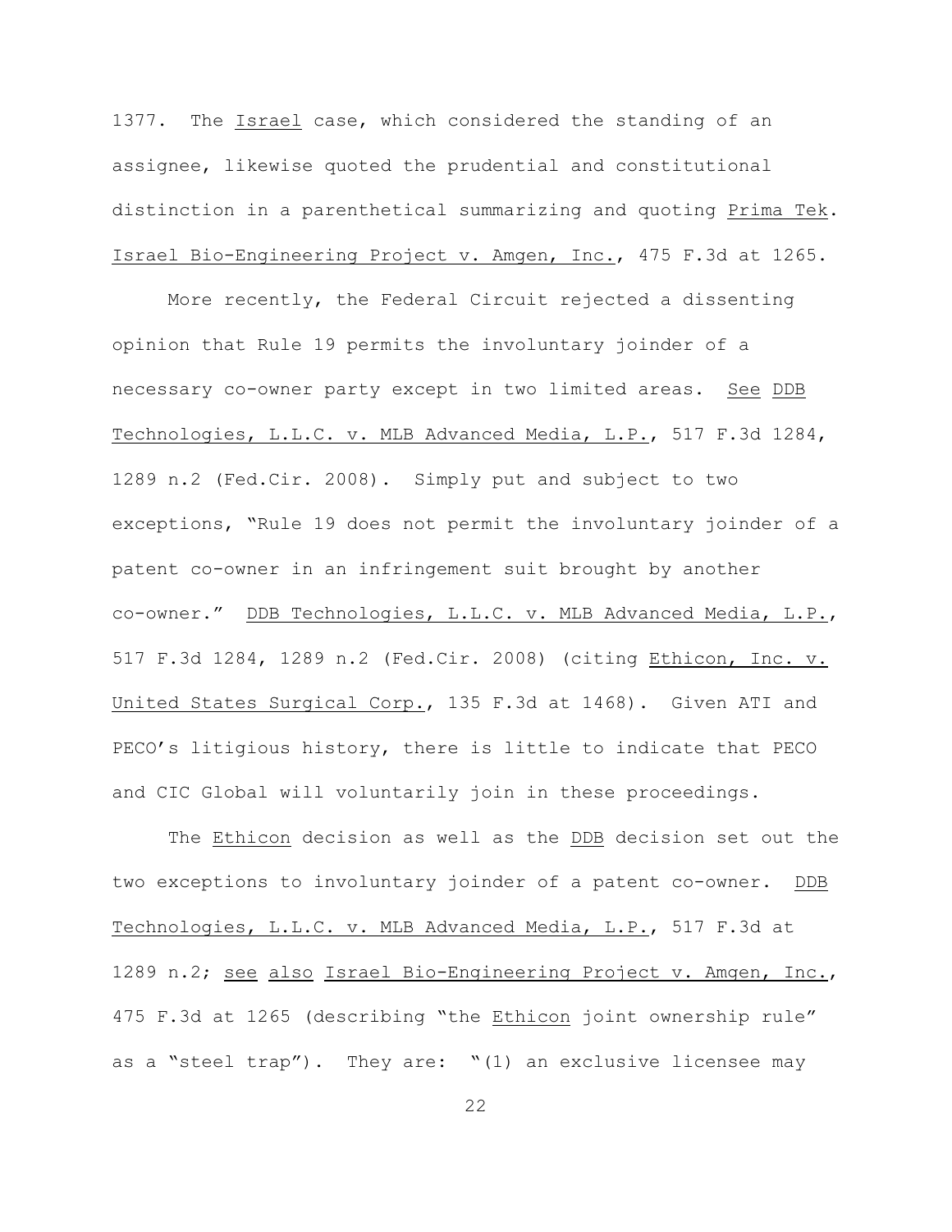1377. The Israel case, which considered the standing of an assignee, likewise quoted the prudential and constitutional distinction in a parenthetical summarizing and quoting Prima Tek. Israel Bio-Engineering Project v. Amgen, Inc., 475 F.3d at 1265.

More recently, the Federal Circuit rejected a dissenting opinion that Rule 19 permits the involuntary joinder of a necessary co-owner party except in two limited areas. See DDB Technologies, L.L.C. v. MLB Advanced Media, L.P., 517 F.3d 1284, 1289 n.2 (Fed.Cir. 2008). Simply put and subject to two exceptions, "Rule 19 does not permit the involuntary joinder of a patent co-owner in an infringement suit brought by another co-owner." DDB Technologies, L.L.C. v. MLB Advanced Media, L.P., 517 F.3d 1284, 1289 n.2 (Fed.Cir. 2008) (citing Ethicon, Inc. v. United States Surgical Corp., 135 F.3d at 1468). Given ATI and PECO's litigious history, there is little to indicate that PECO and CIC Global will voluntarily join in these proceedings.

The Ethicon decision as well as the DDB decision set out the two exceptions to involuntary joinder of a patent co-owner. DDB Technologies, L.L.C. v. MLB Advanced Media, L.P., 517 F.3d at 1289 n.2; see also Israel Bio-Engineering Project v. Amgen, Inc., 475 F.3d at 1265 (describing "the Ethicon joint ownership rule" as a "steel trap"). They are: "(1) an exclusive licensee may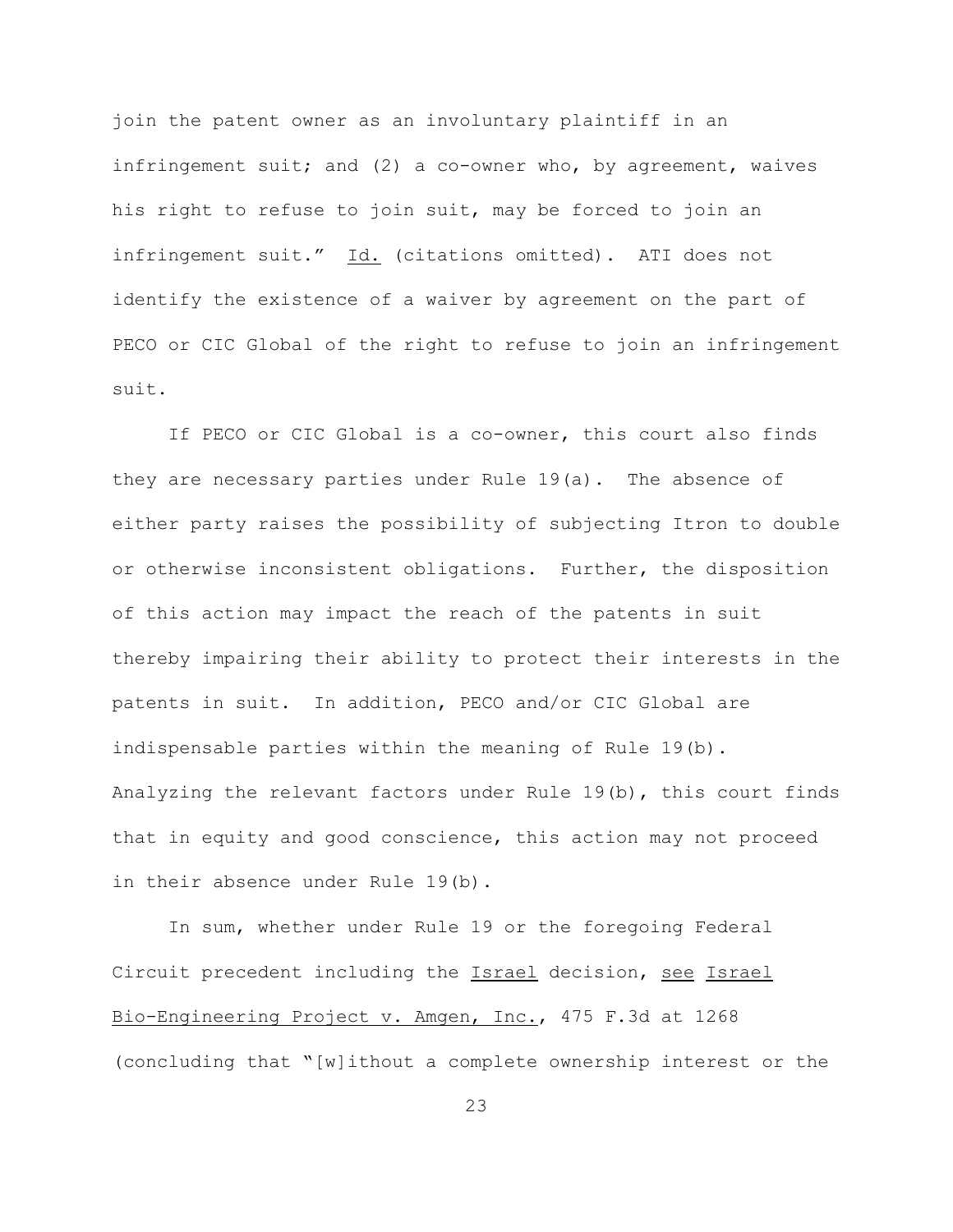join the patent owner as an involuntary plaintiff in an infringement suit; and (2) a co-owner who, by agreement, waives his right to refuse to join suit, may be forced to join an infringement suit." Id. (citations omitted). ATI does not identify the existence of a waiver by agreement on the part of PECO or CIC Global of the right to refuse to join an infringement suit.

If PECO or CIC Global is a co-owner, this court also finds they are necessary parties under Rule 19(a). The absence of either party raises the possibility of subjecting Itron to double or otherwise inconsistent obligations. Further, the disposition of this action may impact the reach of the patents in suit thereby impairing their ability to protect their interests in the patents in suit. In addition, PECO and/or CIC Global are indispensable parties within the meaning of Rule 19(b). Analyzing the relevant factors under Rule 19(b), this court finds that in equity and good conscience, this action may not proceed in their absence under Rule 19(b).

In sum, whether under Rule 19 or the foregoing Federal Circuit precedent including the Israel decision, see Israel Bio-Engineering Project v. Amgen, Inc., 475 F.3d at 1268 (concluding that "[w]ithout a complete ownership interest or the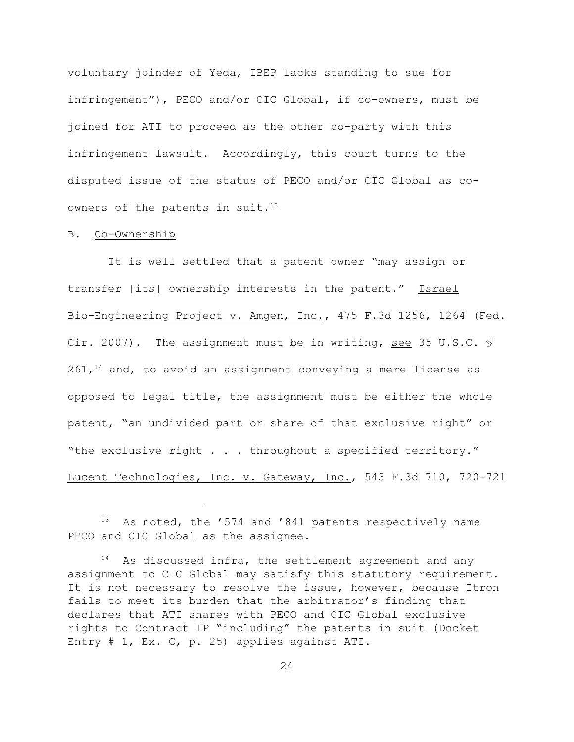voluntary joinder of Yeda, IBEP lacks standing to sue for infringement"), PECO and/or CIC Global, if co-owners, must be joined for ATI to proceed as the other co-party with this infringement lawsuit. Accordingly, this court turns to the disputed issue of the status of PECO and/or CIC Global as co-owners of the patents in suit.[13]

B. Co-Ownership

It is well settled that a patent owner "may assign or transfer [its] ownership interests in the patent." Israel Bio-Engineering Project v. Amgen, Inc., 475 F.3d 1256, 1264 (Fed. Cir. 2007). The assignment must be in writing, see 35 U.S.C. § 261,[14] and, to avoid an assignment conveying a mere license as opposed to legal title, the assignment must be either the whole patent, "an undivided part or share of that exclusive right" or "the exclusive right . . . throughout a specified territory." Lucent Technologies, Inc. v. Gateway, Inc., 543 F.3d 710, 720-721

---

[13] As noted, the '574 and '841 patents respectively name PECO and CIC Global as the assignee.

[14] As discussed infra, the settlement agreement and any assignment to CIC Global may satisfy this statutory requirement. It is not necessary to resolve the issue, however, because Itron fails to meet its burden that the arbitrator's finding that declares that ATI shares with PECO and CIC Global exclusive rights to Contract IP "including" the patents in suit (Docket Entry # 1, Ex. C, p. 25) applies against ATI.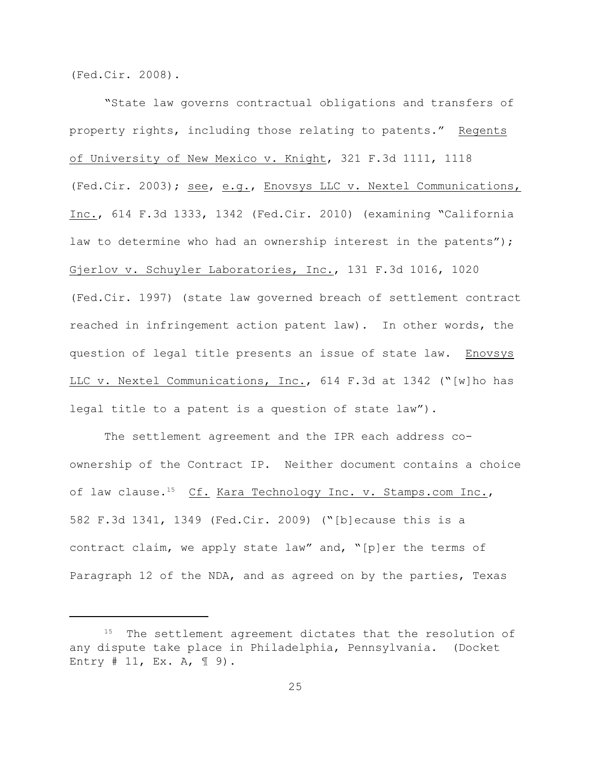(Fed.Cir. 2008).

"State law governs contractual obligations and transfers of property rights, including those relating to patents." Regents of University of New Mexico v. Knight, 321 F.3d 1111, 1118 (Fed.Cir. 2003); see, e.g., Enovsys LLC v. Nextel Communications, Inc., 614 F.3d 1333, 1342 (Fed.Cir. 2010) (examining "California law to determine who had an ownership interest in the patents"); Gjerlov v. Schuyler Laboratories, Inc., 131 F.3d 1016, 1020 (Fed.Cir. 1997) (state law governed breach of settlement contract reached in infringement action patent law). In other words, the question of legal title presents an issue of state law. Enovsys LLC v. Nextel Communications, Inc., 614 F.3d at 1342 ("[w]ho has legal title to a patent is a question of state law").

The settlement agreement and the IPR each address co-ownership of the Contract IP. Neither document contains a choice of law clause.[15] Cf. Kara Technology Inc. v. Stamps.com Inc., 582 F.3d 1341, 1349 (Fed.Cir. 2009) ("[b]ecause this is a contract claim, we apply state law" and, "[p]er the terms of Paragraph 12 of the NDA, and as agreed on by the parties, Texas

---

[15] The settlement agreement dictates that the resolution of any dispute take place in Philadelphia, Pennsylvania. (Docket Entry # 11, Ex. A, ¶ 9).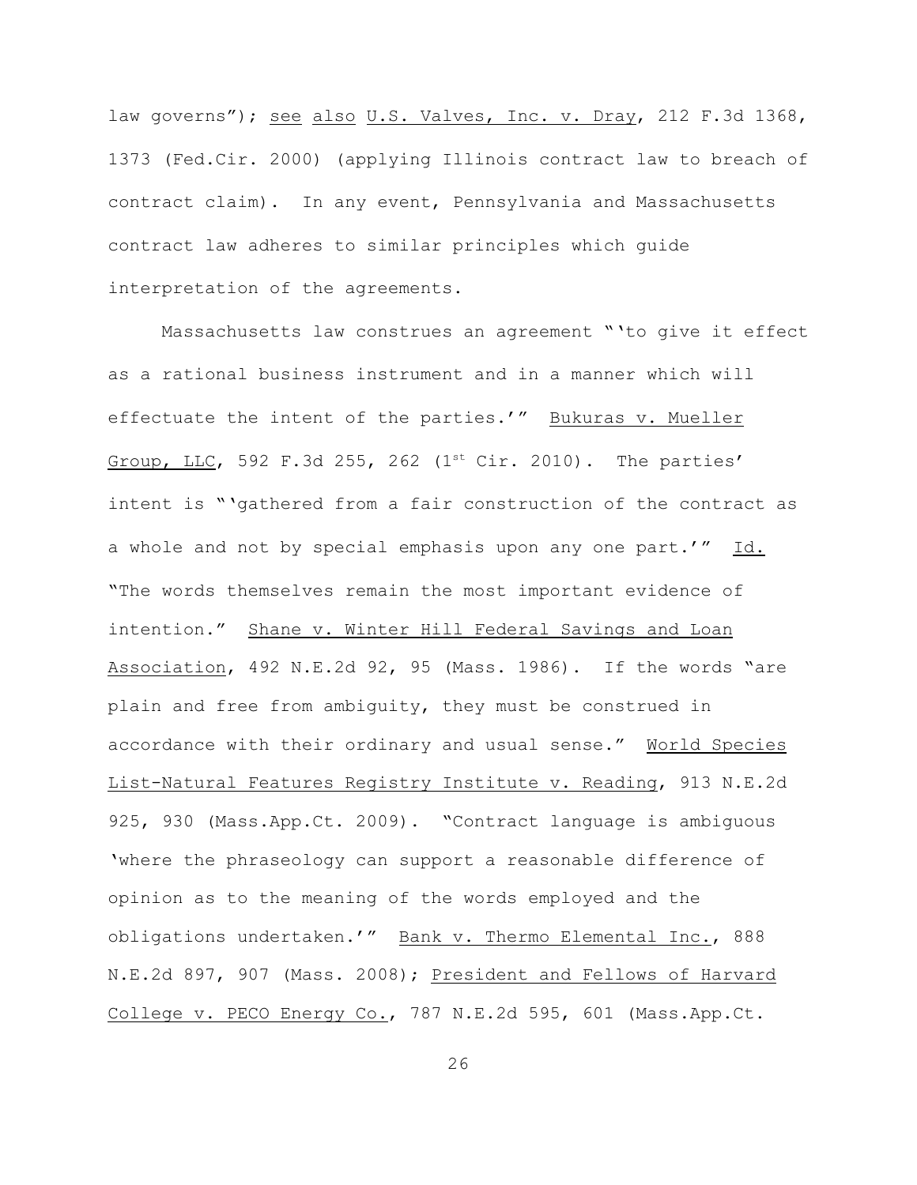law governs"); see also U.S. Valves, Inc. v. Dray, 212 F.3d 1368, 1373 (Fed.Cir. 2000) (applying Illinois contract law to breach of contract claim). In any event, Pennsylvania and Massachusetts contract law adheres to similar principles which guide interpretation of the agreements.

Massachusetts law construes an agreement "'to give it effect as a rational business instrument and in a manner which will effectuate the intent of the parties.'" Bukuras v. Mueller Group, LLC, 592 F.3d 255, 262 (1st Cir. 2010). The parties' intent is "'gathered from a fair construction of the contract as a whole and not by special emphasis upon any one part.'" Id. "The words themselves remain the most important evidence of intention." Shane v. Winter Hill Federal Savings and Loan Association, 492 N.E.2d 92, 95 (Mass. 1986). If the words "are plain and free from ambiguity, they must be construed in accordance with their ordinary and usual sense." World Species List-Natural Features Registry Institute v. Reading, 913 N.E.2d 925, 930 (Mass.App.Ct. 2009). "Contract language is ambiguous 'where the phraseology can support a reasonable difference of opinion as to the meaning of the words employed and the obligations undertaken.'" Bank v. Thermo Elemental Inc., 888 N.E.2d 897, 907 (Mass. 2008); President and Fellows of Harvard College v. PECO Energy Co., 787 N.E.2d 595, 601 (Mass.App.Ct.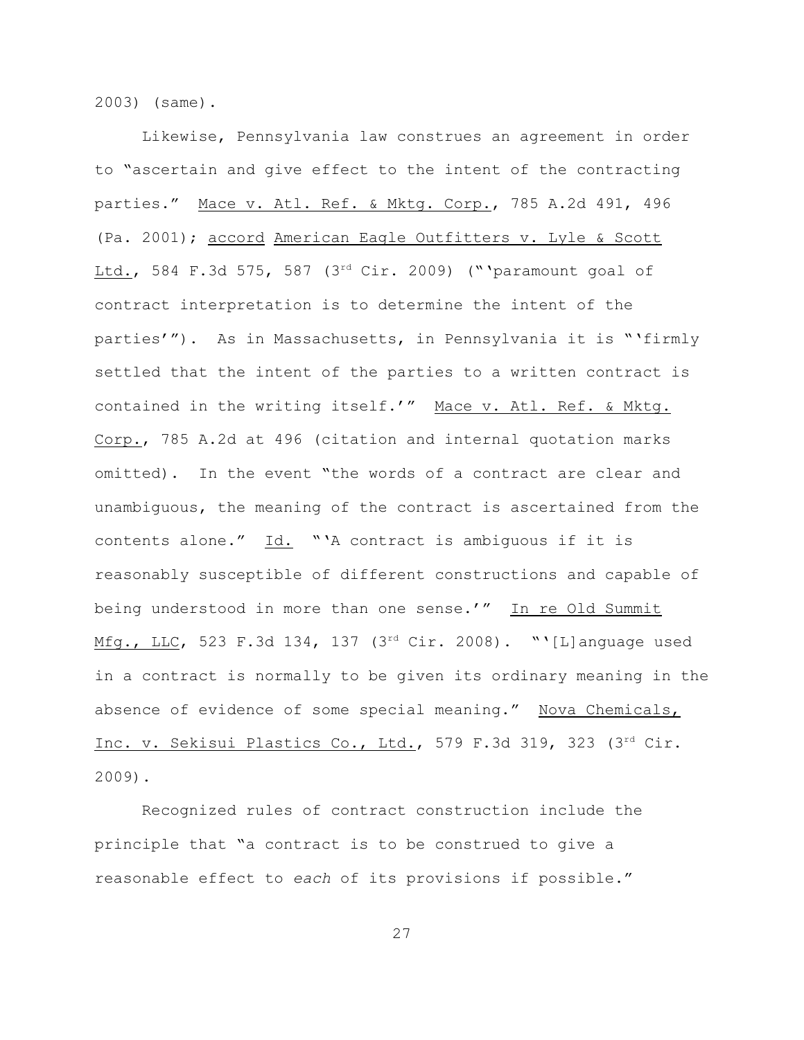2003) (same).

Likewise, Pennsylvania law construes an agreement in order to "ascertain and give effect to the intent of the contracting parties." Mace v. Atl. Ref. & Mktg. Corp., 785 A.2d 491, 496 (Pa. 2001); accord American Eagle Outfitters v. Lyle & Scott Ltd., 584 F.3d 575, 587 (3rd Cir. 2009) ("'paramount goal of contract interpretation is to determine the intent of the parties'"). As in Massachusetts, in Pennsylvania it is "'firmly settled that the intent of the parties to a written contract is contained in the writing itself.'" Mace v. Atl. Ref. & Mktg. Corp., 785 A.2d at 496 (citation and internal quotation marks omitted). In the event "the words of a contract are clear and unambiguous, the meaning of the contract is ascertained from the contents alone." Id. "'A contract is ambiguous if it is reasonably susceptible of different constructions and capable of being understood in more than one sense.'" In re Old Summit Mfg., LLC, 523 F.3d 134, 137 (3rd Cir. 2008). "'[L]anguage used in a contract is normally to be given its ordinary meaning in the absence of evidence of some special meaning." Nova Chemicals, Inc. v. Sekisui Plastics Co., Ltd., 579 F.3d 319, 323 (3rd Cir. 2009).

Recognized rules of contract construction include the principle that "a contract is to be construed to give a reasonable effect to *each* of its provisions if possible."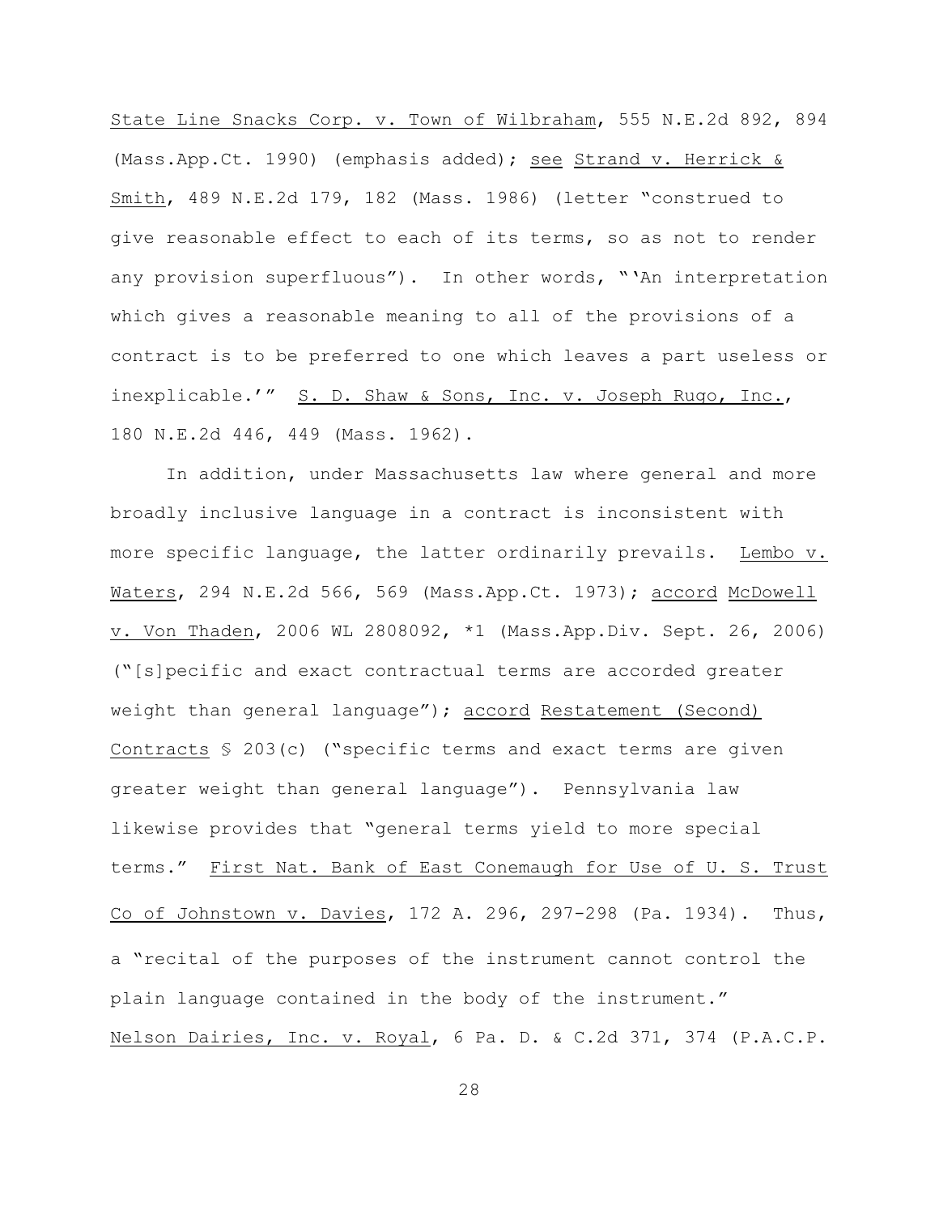State Line Snacks Corp. v. Town of Wilbraham, 555 N.E.2d 892, 894 (Mass.App.Ct. 1990) (emphasis added); see Strand v. Herrick & Smith, 489 N.E.2d 179, 182 (Mass. 1986) (letter "construed to give reasonable effect to each of its terms, so as not to render any provision superfluous"). In other words, "'An interpretation which gives a reasonable meaning to all of the provisions of a contract is to be preferred to one which leaves a part useless or inexplicable.'" S. D. Shaw & Sons, Inc. v. Joseph Rugo, Inc., 180 N.E.2d 446, 449 (Mass. 1962).

In addition, under Massachusetts law where general and more broadly inclusive language in a contract is inconsistent with more specific language, the latter ordinarily prevails. Lembo v. Waters, 294 N.E.2d 566, 569 (Mass.App.Ct. 1973); accord McDowell v. Von Thaden, 2006 WL 2808092, *1 (Mass.App.Div. Sept. 26, 2006) ("[s]pecific and exact contractual terms are accorded greater weight than general language"); accord Restatement (Second) Contracts § 203(c) ("specific terms and exact terms are given greater weight than general language"). Pennsylvania law likewise provides that "general terms yield to more special terms." First Nat. Bank of East Conemaugh for Use of U. S. Trust Co of Johnstown v. Davies, 172 A. 296, 297-298 (Pa. 1934). Thus, a "recital of the purposes of the instrument cannot control the plain language contained in the body of the instrument." Nelson Dairies, Inc. v. Royal, 6 Pa. D. & C.2d 371, 374 (P.A.C.P.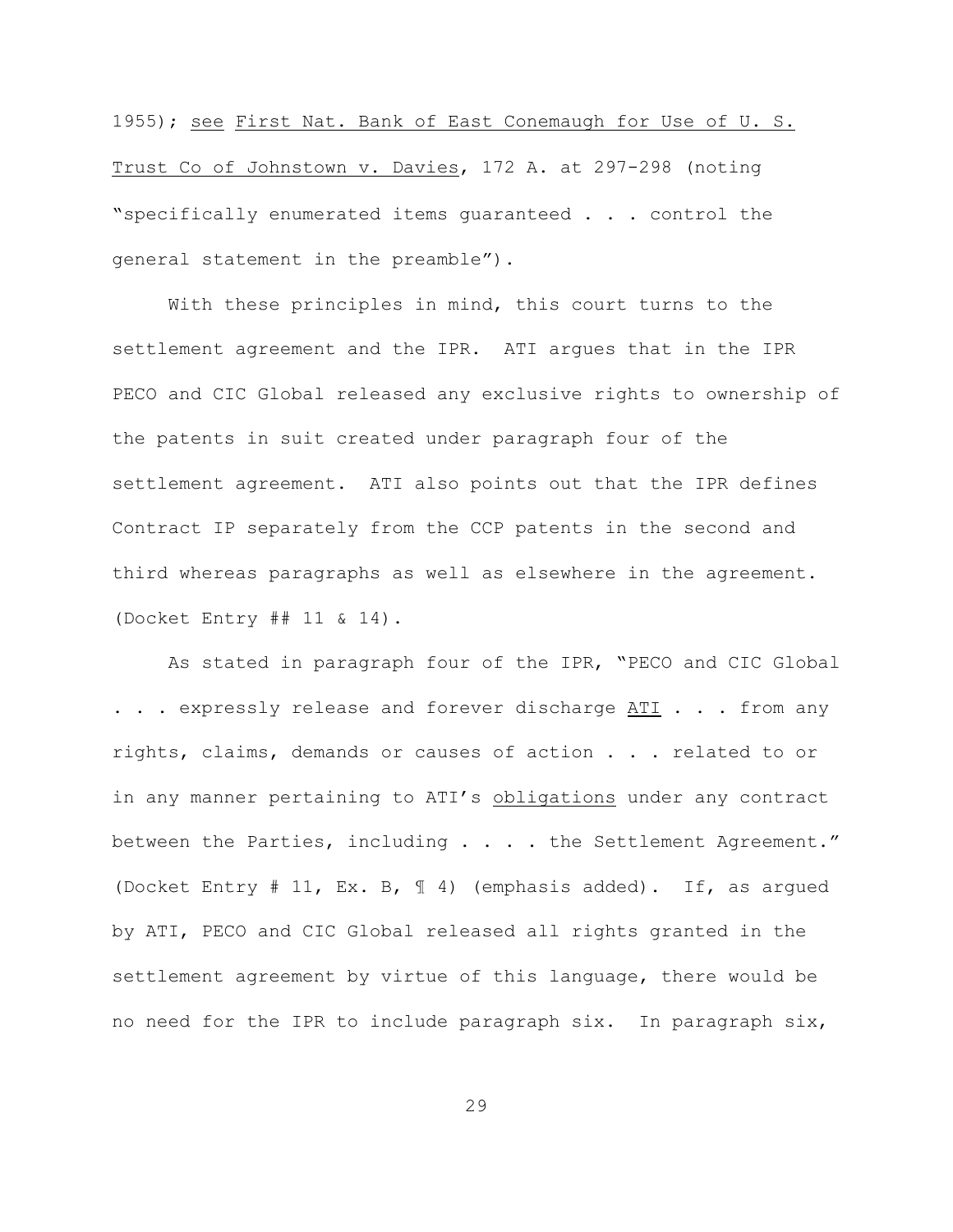1955); see First Nat. Bank of East Conemaugh for Use of U. S. Trust Co of Johnstown v. Davies, 172 A. at 297-298 (noting "specifically enumerated items guaranteed . . . control the general statement in the preamble").

With these principles in mind, this court turns to the settlement agreement and the IPR. ATI argues that in the IPR PECO and CIC Global released any exclusive rights to ownership of the patents in suit created under paragraph four of the settlement agreement. ATI also points out that the IPR defines Contract IP separately from the CCP patents in the second and third whereas paragraphs as well as elsewhere in the agreement. (Docket Entry ## 11 & 14).

As stated in paragraph four of the IPR, "PECO and CIC Global . . . expressly release and forever discharge ATI . . . from any rights, claims, demands or causes of action . . . related to or in any manner pertaining to ATI's obligations under any contract between the Parties, including . . . . the Settlement Agreement." (Docket Entry # 11, Ex. B, ¶ 4) (emphasis added). If, as argued by ATI, PECO and CIC Global released all rights granted in the settlement agreement by virtue of this language, there would be no need for the IPR to include paragraph six. In paragraph six,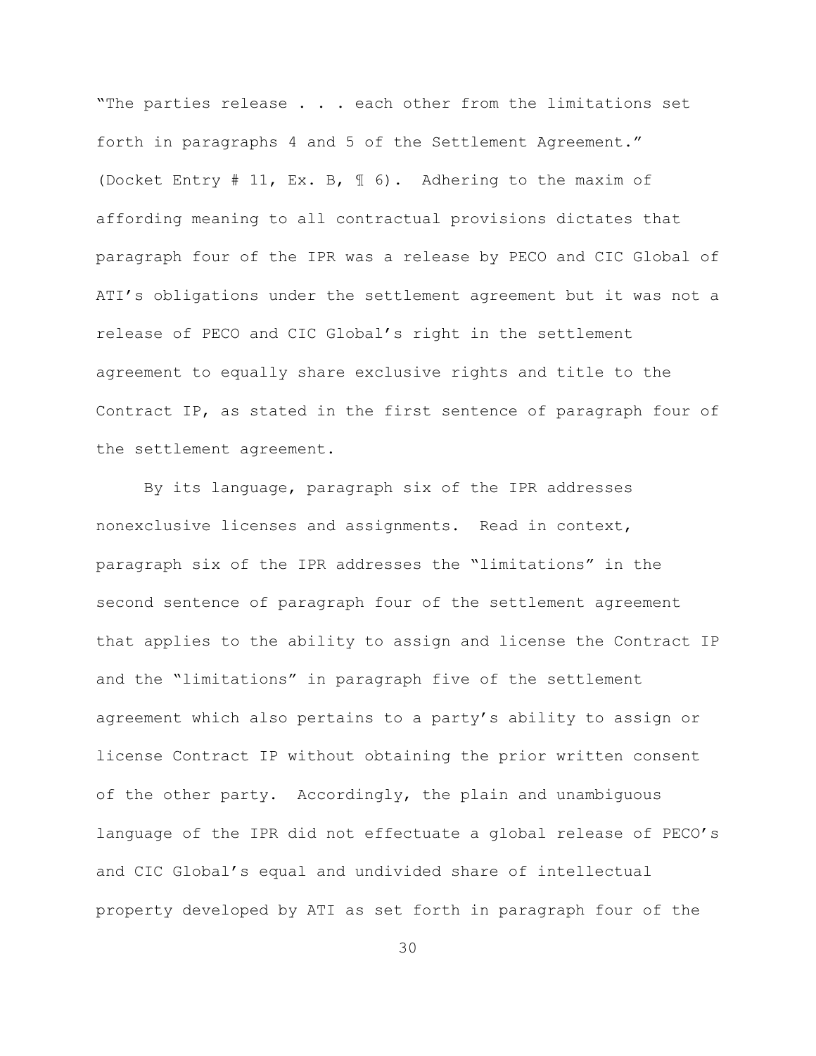"The parties release . . . each other from the limitations set forth in paragraphs 4 and 5 of the Settlement Agreement." (Docket Entry # 11, Ex. B, ¶ 6). Adhering to the maxim of affording meaning to all contractual provisions dictates that paragraph four of the IPR was a release by PECO and CIC Global of ATI's obligations under the settlement agreement but it was not a release of PECO and CIC Global's right in the settlement agreement to equally share exclusive rights and title to the Contract IP, as stated in the first sentence of paragraph four of the settlement agreement.

By its language, paragraph six of the IPR addresses nonexclusive licenses and assignments. Read in context, paragraph six of the IPR addresses the "limitations" in the second sentence of paragraph four of the settlement agreement that applies to the ability to assign and license the Contract IP and the "limitations" in paragraph five of the settlement agreement which also pertains to a party's ability to assign or license Contract IP without obtaining the prior written consent of the other party. Accordingly, the plain and unambiguous language of the IPR did not effectuate a global release of PECO's and CIC Global's equal and undivided share of intellectual property developed by ATI as set forth in paragraph four of the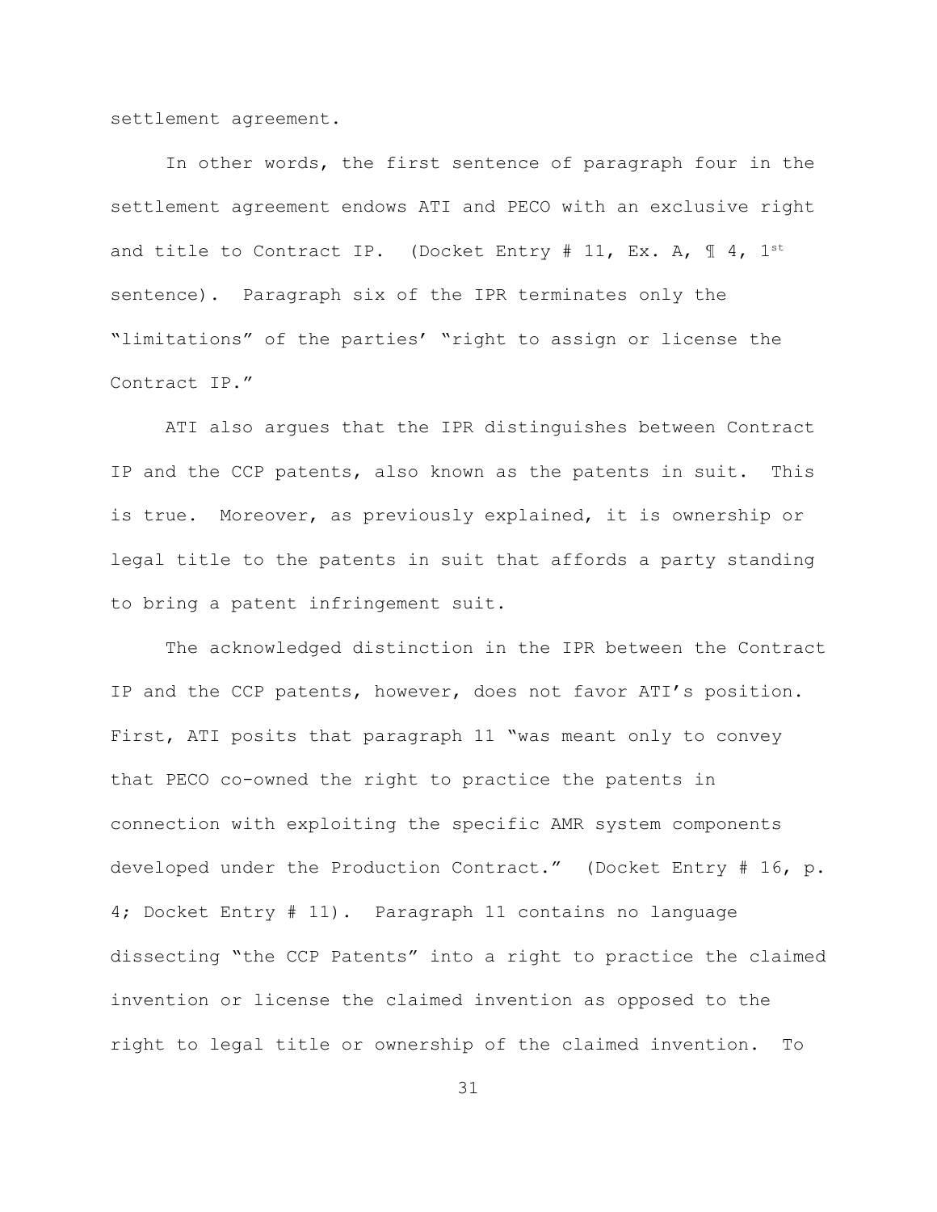settlement agreement.

In other words, the first sentence of paragraph four in the settlement agreement endows ATI and PECO with an exclusive right and title to Contract IP. (Docket Entry # 11, Ex. A, ¶ 4, 1st sentence). Paragraph six of the IPR terminates only the "limitations" of the parties' "right to assign or license the Contract IP."

ATI also argues that the IPR distinguishes between Contract IP and the CCP patents, also known as the patents in suit. This is true. Moreover, as previously explained, it is ownership or legal title to the patents in suit that affords a party standing to bring a patent infringement suit.

The acknowledged distinction in the IPR between the Contract IP and the CCP patents, however, does not favor ATI's position. First, ATI posits that paragraph 11 "was meant only to convey that PECO co-owned the right to practice the patents in connection with exploiting the specific AMR system components developed under the Production Contract." (Docket Entry # 16, p. 4; Docket Entry # 11). Paragraph 11 contains no language dissecting "the CCP Patents" into a right to practice the claimed invention or license the claimed invention as opposed to the right to legal title or ownership of the claimed invention. To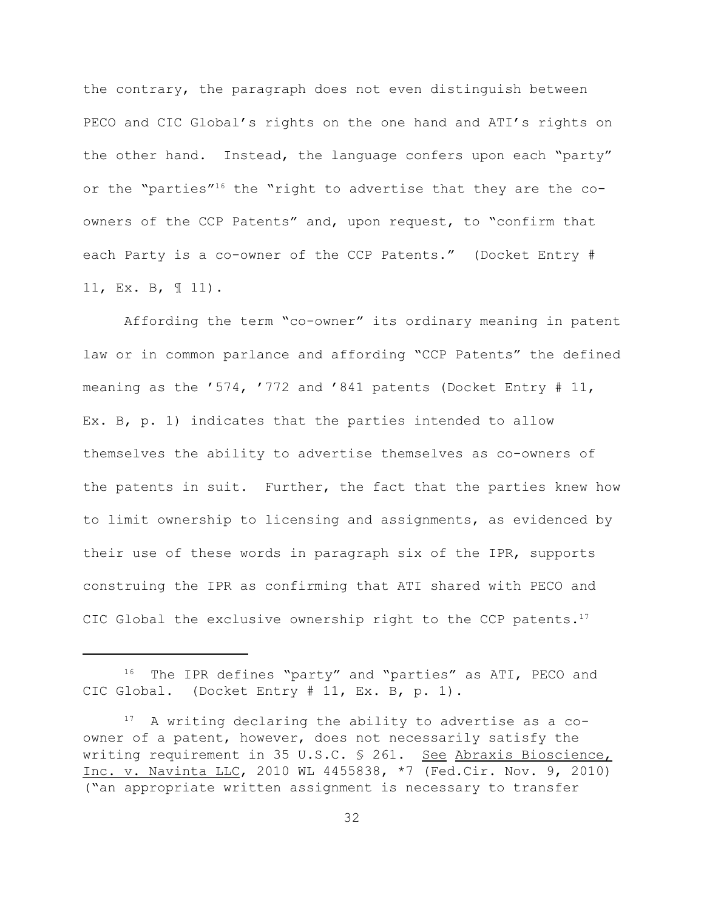the contrary, the paragraph does not even distinguish between PECO and CIC Global's rights on the one hand and ATI's rights on the other hand. Instead, the language confers upon each "party" or the "parties"[16] the "right to advertise that they are the co-owners of the CCP Patents" and, upon request, to "confirm that each Party is a co-owner of the CCP Patents." (Docket Entry # 11, Ex. B, ¶ 11).

Affording the term "co-owner" its ordinary meaning in patent law or in common parlance and affording "CCP Patents" the defined meaning as the '574, '772 and '841 patents (Docket Entry # 11, Ex. B, p. 1) indicates that the parties intended to allow themselves the ability to advertise themselves as co-owners of the patents in suit. Further, the fact that the parties knew how to limit ownership to licensing and assignments, as evidenced by their use of these words in paragraph six of the IPR, supports construing the IPR as confirming that ATI shared with PECO and CIC Global the exclusive ownership right to the CCP patents.[17]

---

[16] The IPR defines "party" and "parties" as ATI, PECO and CIC Global. (Docket Entry # 11, Ex. B, p. 1).

[17] A writing declaring the ability to advertise as a co-owner of a patent, however, does not necessarily satisfy the writing requirement in 35 U.S.C. § 261. See <u>Abraxis Bioscience, Inc. v. Navinta LLC</u>, 2010 WL 4455838, *7 (Fed.Cir. Nov. 9, 2010) ("an appropriate written assignment is necessary to transfer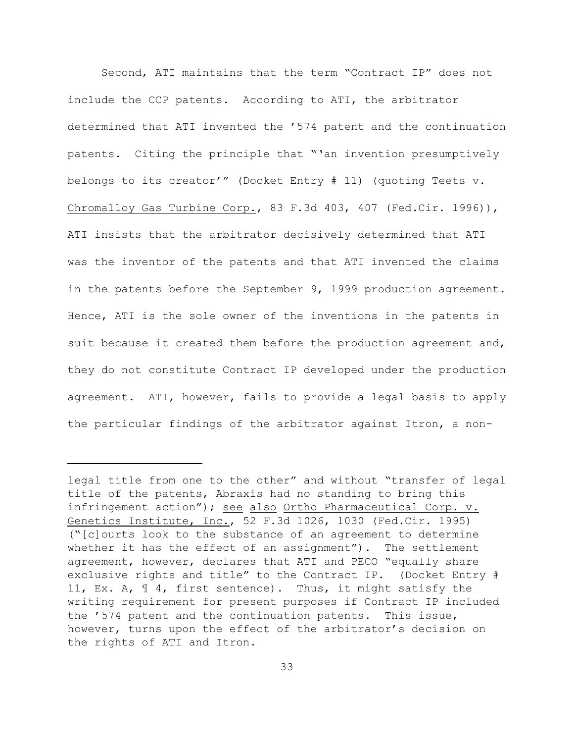Second, ATI maintains that the term "Contract IP" does not include the CCP patents. According to ATI, the arbitrator determined that ATI invented the '574 patent and the continuation patents. Citing the principle that "'an invention presumptively belongs to its creator'" (Docket Entry # 11) (quoting Teets v. Chromalloy Gas Turbine Corp., 83 F.3d 403, 407 (Fed.Cir. 1996)), ATI insists that the arbitrator decisively determined that ATI was the inventor of the patents and that ATI invented the claims in the patents before the September 9, 1999 production agreement. Hence, ATI is the sole owner of the inventions in the patents in suit because it created them before the production agreement and, they do not constitute Contract IP developed under the production agreement. ATI, however, fails to provide a legal basis to apply the particular findings of the arbitrator against Itron, a non-

---

legal title from one to the other" and without "transfer of legal title of the patents, Abraxis had no standing to bring this infringement action"); see also Ortho Pharmaceutical Corp. v. Genetics Institute, Inc., 52 F.3d 1026, 1030 (Fed.Cir. 1995) ("[c]ourts look to the substance of an agreement to determine whether it has the effect of an assignment"). The settlement agreement, however, declares that ATI and PECO "equally share exclusive rights and title" to the Contract IP. (Docket Entry # 11, Ex. A, ¶ 4, first sentence). Thus, it might satisfy the writing requirement for present purposes if Contract IP included the '574 patent and the continuation patents. This issue, however, turns upon the effect of the arbitrator's decision on the rights of ATI and Itron.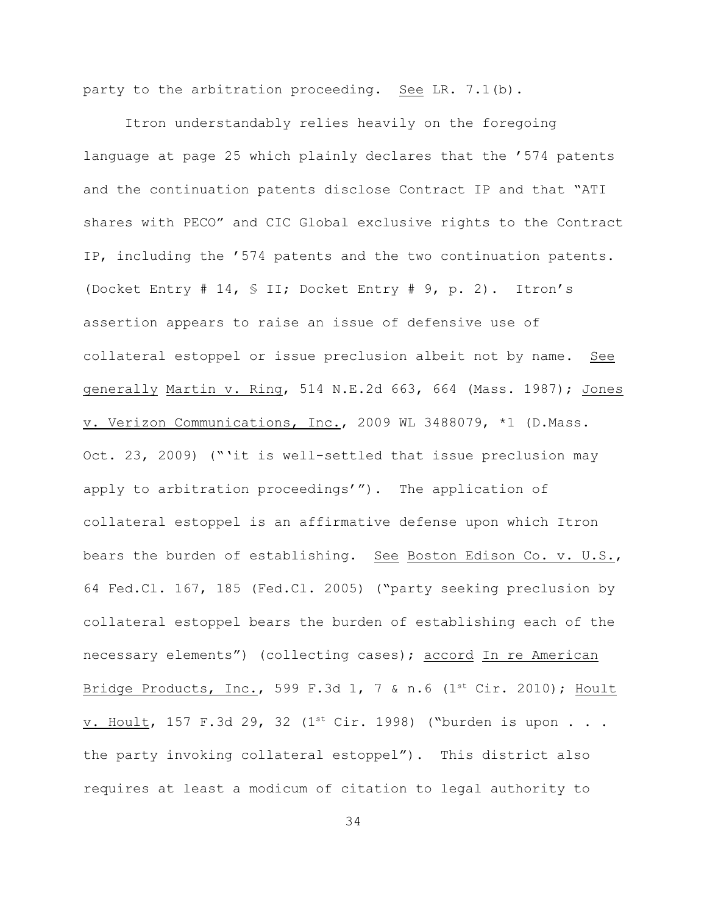party to the arbitration proceeding. See LR. 7.1(b).

Itron understandably relies heavily on the foregoing language at page 25 which plainly declares that the ’574 patents and the continuation patents disclose Contract IP and that “ATI shares with PECO” and CIC Global exclusive rights to the Contract IP, including the ’574 patents and the two continuation patents. (Docket Entry # 14, § II; Docket Entry # 9, p. 2). Itron’s assertion appears to raise an issue of defensive use of collateral estoppel or issue preclusion albeit not by name. See generally Martin v. Ring, 514 N.E.2d 663, 664 (Mass. 1987); Jones v. Verizon Communications, Inc., 2009 WL 3488079, *1 (D.Mass. Oct. 23, 2009) (“‘it is well-settled that issue preclusion may apply to arbitration proceedings’”). The application of collateral estoppel is an affirmative defense upon which Itron bears the burden of establishing. See Boston Edison Co. v. U.S., 64 Fed.Cl. 167, 185 (Fed.Cl. 2005) (“party seeking preclusion by collateral estoppel bears the burden of establishing each of the necessary elements”) (collecting cases); accord In re American Bridge Products, Inc., 599 F.3d 1, 7 & n.6 (1st Cir. 2010); Hoult v. Hoult, 157 F.3d 29, 32 (1st Cir. 1998) (“burden is upon . . . the party invoking collateral estoppel”). This district also requires at least a modicum of citation to legal authority to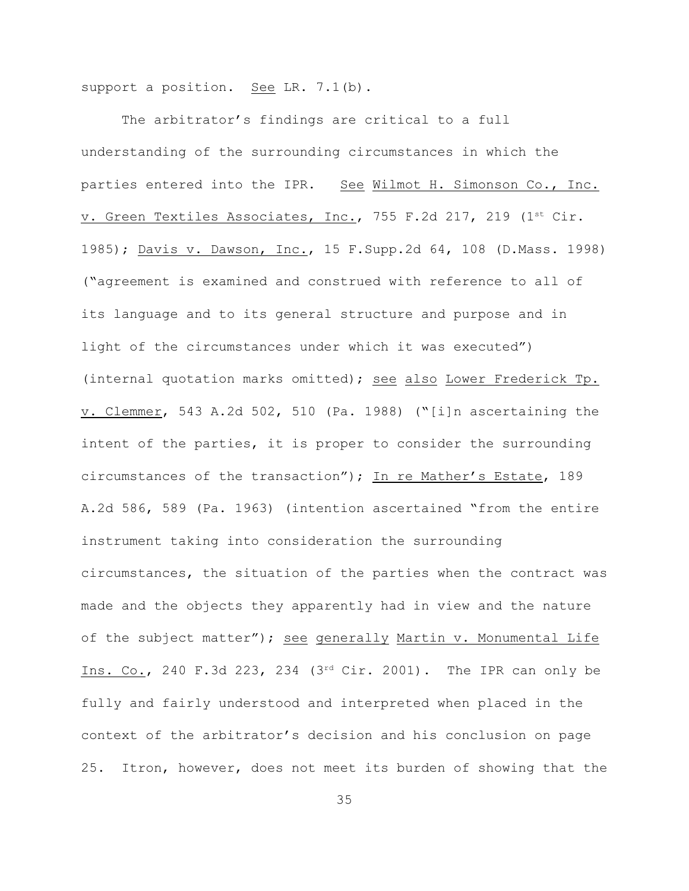support a position. See LR. 7.1(b).

The arbitrator's findings are critical to a full understanding of the surrounding circumstances in which the parties entered into the IPR. See Wilmot H. Simonson Co., Inc. v. Green Textiles Associates, Inc., 755 F.2d 217, 219 (1st Cir. 1985); Davis v. Dawson, Inc., 15 F.Supp.2d 64, 108 (D.Mass. 1998) ("agreement is examined and construed with reference to all of its language and to its general structure and purpose and in light of the circumstances under which it was executed") (internal quotation marks omitted); see also Lower Frederick Tp. v. Clemmer, 543 A.2d 502, 510 (Pa. 1988) ("[i]n ascertaining the intent of the parties, it is proper to consider the surrounding circumstances of the transaction"); In re Mather's Estate, 189 A.2d 586, 589 (Pa. 1963) (intention ascertained "from the entire instrument taking into consideration the surrounding circumstances, the situation of the parties when the contract was made and the objects they apparently had in view and the nature of the subject matter"); see generally Martin v. Monumental Life Ins. Co., 240 F.3d 223, 234 (3rd Cir. 2001). The IPR can only be fully and fairly understood and interpreted when placed in the context of the arbitrator's decision and his conclusion on page 25. Itron, however, does not meet its burden of showing that the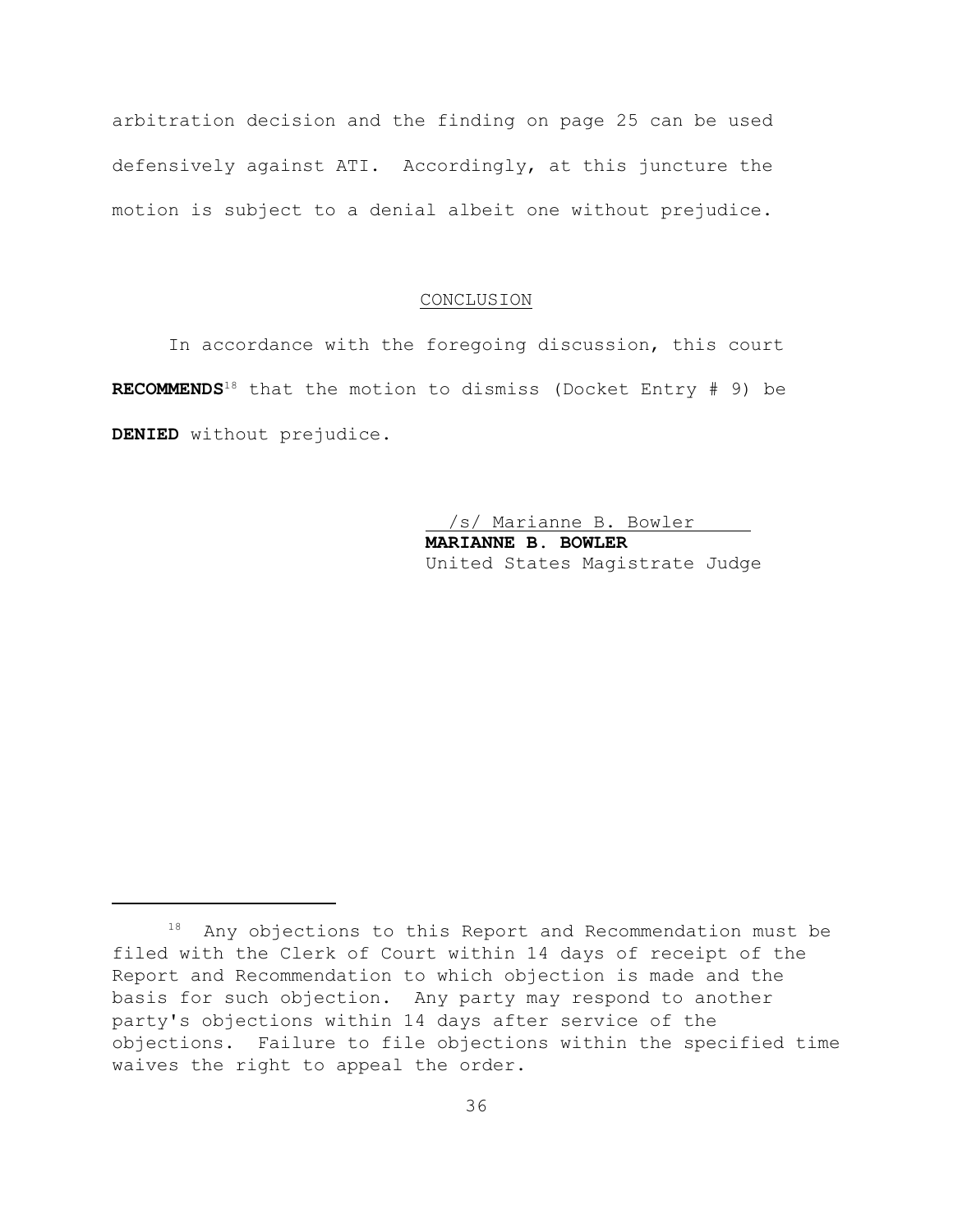arbitration decision and the finding on page 25 can be used defensively against ATI. Accordingly, at this juncture the motion is subject to a denial albeit one without prejudice.

## CONCLUSION

In accordance with the foregoing discussion, this court **RECOMMENDS**[18] that the motion to dismiss (Docket Entry # 9) be **DENIED** without prejudice.

/s/ Marianne B. Bowler
**MARIANNE B. BOWLER**
United States Magistrate Judge

---

[18] Any objections to this Report and Recommendation must be filed with the Clerk of Court within 14 days of receipt of the Report and Recommendation to which objection is made and the basis for such objection. Any party may respond to another party's objections within 14 days after service of the objections. Failure to file objections within the specified time waives the right to appeal the order.